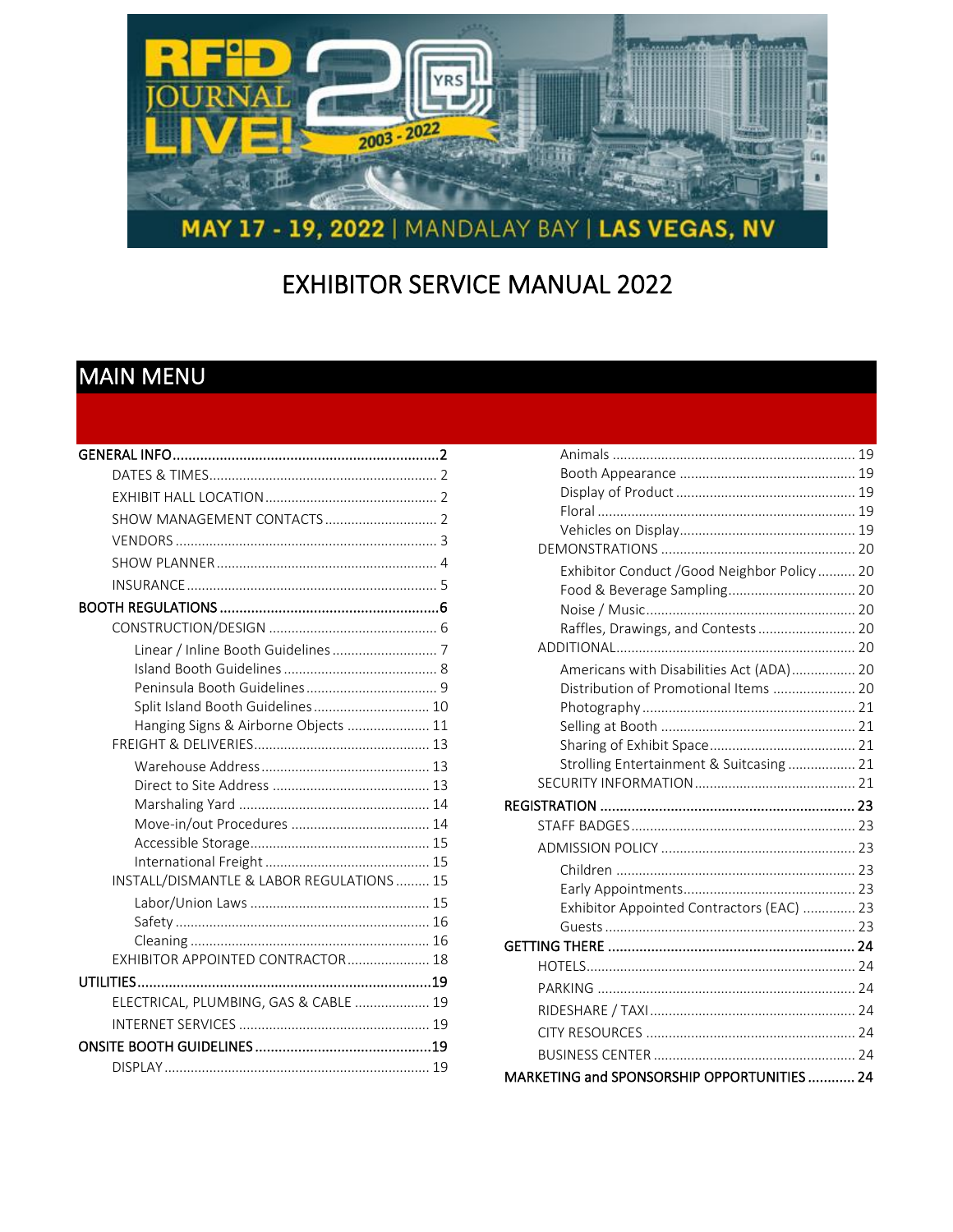MAY 17 - 19, 2022 | MANDALAY BAY | LAS VEGAS, NV

# EXHIBITOR SERVICE MANUAL 2022

## MAIN MENU

- **GENERAL INFO** ... 2
  - DATES & TIMES ... 2
  - EXHIBIT HALL LOCATION ... 2
  - SHOW MANAGEMENT CONTACTS ... 2
  - VENDORS ... 3
  - SHOW PLANNER ... 4
  - INSURANCE ... 5
- **BOOTH REGULATIONS** ... 6
  - CONSTRUCTION/DESIGN ... 6
    - Linear / Inline Booth Guidelines ... 7
    - Island Booth Guidelines ... 8
    - Peninsula Booth Guidelines ... 9
    - Split Island Booth Guidelines ... 10
    - Hanging Signs & Airborne Objects ... 11
  - FREIGHT & DELIVERIES ... 13
    - Warehouse Address ... 13
    - Direct to Site Address ... 13
    - Marshaling Yard ... 14
    - Move-in/out Procedures ... 14
    - Accessible Storage ... 15
    - International Freight ... 15
  - INSTALL/DISMANTLE & LABOR REGULATIONS ... 15
    - Labor/Union Laws ... 15
    - Safety ... 16
    - Cleaning ... 16
  - EXHIBITOR APPOINTED CONTRACTOR ... 18
- **UTILITIES** ... 19
  - ELECTRICAL, PLUMBING, GAS & CABLE ... 19
  - INTERNET SERVICES ... 19
- **ONSITE BOOTH GUIDELINES** ... 19
  - DISPLAY ... 19
    - Animals ... 19
    - Booth Appearance ... 19
    - Display of Product ... 19
    - Floral ... 19
    - Vehicles on Display ... 19
  - DEMONSTRATIONS ... 20
    - Exhibitor Conduct /Good Neighbor Policy ... 20
    - Food & Beverage Sampling ... 20
    - Noise / Music ... 20
    - Raffles, Drawings, and Contests ... 20
  - ADDITIONAL ... 20
    - Americans with Disabilities Act (ADA) ... 20
    - Distribution of Promotional Items ... 20
    - Photography ... 21
    - Selling at Booth ... 21
    - Sharing of Exhibit Space ... 21
    - Strolling Entertainment & Suitcasing ... 21
  - SECURITY INFORMATION ... 21
- **REGISTRATION** ... 23
  - STAFF BADGES ... 23
  - ADMISSION POLICY ... 23
    - Children ... 23
    - Early Appointments ... 23
    - Exhibitor Appointed Contractors (EAC) ... 23
    - Guests ... 23
- **GETTING THERE** ... 24
  - HOTELS ... 24
  - PARKING ... 24
  - RIDESHARE / TAXI ... 24
  - CITY RESOURCES ... 24
  - BUSINESS CENTER ... 24
- **MARKETING and SPONSORSHIP OPPORTUNITIES** ... 24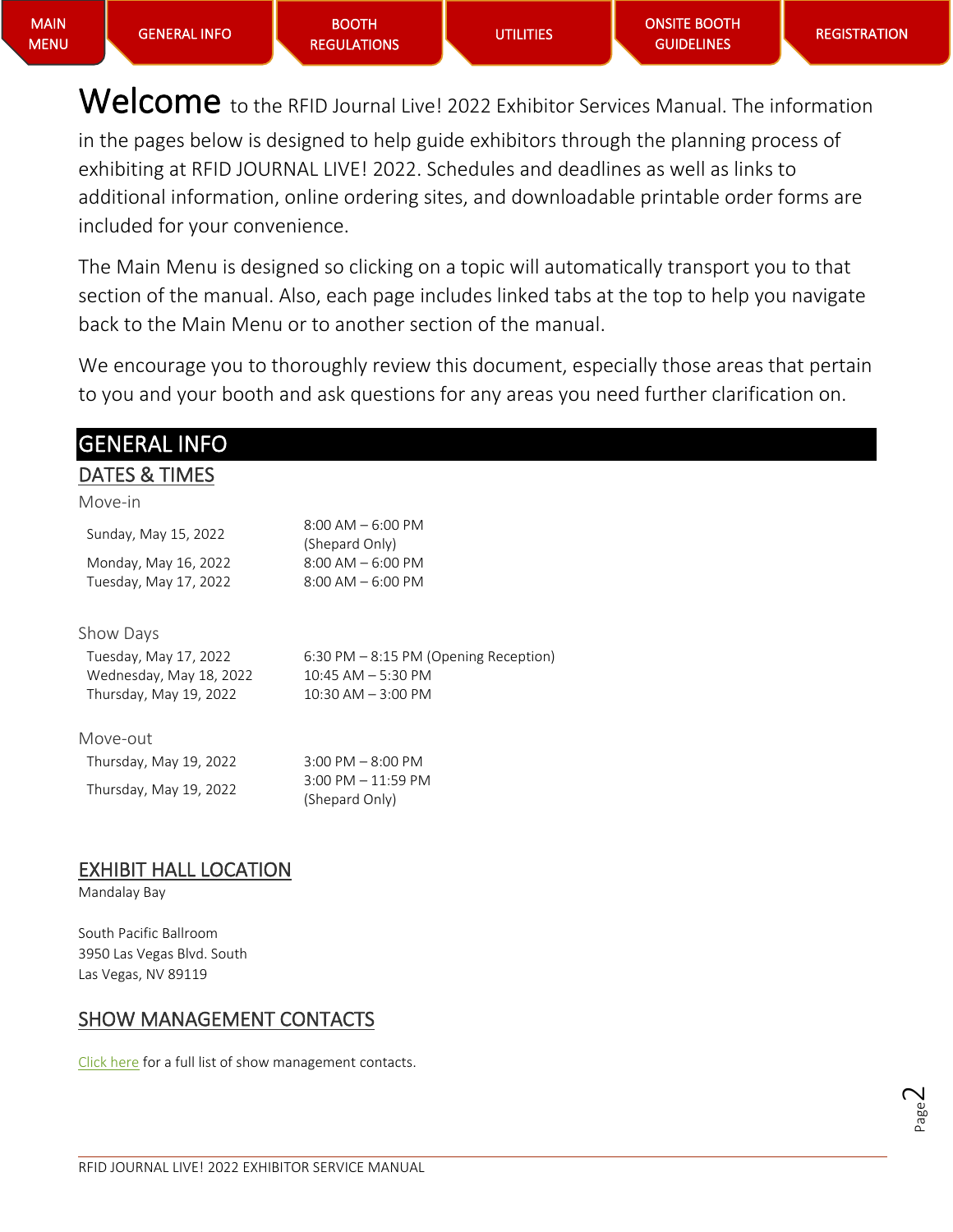MAIN MENU | GENERAL INFO | BOOTH REGULATIONS | UTILITIES | ONSITE BOOTH GUIDELINES | REGISTRATION

**Welcome** to the RFID Journal Live! 2022 Exhibitor Services Manual. The information in the pages below is designed to help guide exhibitors through the planning process of exhibiting at RFID JOURNAL LIVE! 2022. Schedules and deadlines as well as links to additional information, online ordering sites, and downloadable printable order forms are included for your convenience.

The Main Menu is designed so clicking on a topic will automatically transport you to that section of the manual. Also, each page includes linked tabs at the top to help you navigate back to the Main Menu or to another section of the manual.

We encourage you to thoroughly review this document, especially those areas that pertain to you and your booth and ask questions for any areas you need further clarification on.

# GENERAL INFO

## DATES & TIMES

### Move-in

| | |
|---|---|
| Sunday, May 15, 2022 | 8:00 AM – 6:00 PM (Shepard Only) |
| Monday, May 16, 2022 | 8:00 AM – 6:00 PM |
| Tuesday, May 17, 2022 | 8:00 AM – 6:00 PM |

### Show Days

| | |
|---|---|
| Tuesday, May 17, 2022 | 6:30 PM – 8:15 PM (Opening Reception) |
| Wednesday, May 18, 2022 | 10:45 AM – 5:30 PM |
| Thursday, May 19, 2022 | 10:30 AM – 3:00 PM |

### Move-out

| | |
|---|---|
| Thursday, May 19, 2022 | 3:00 PM – 8:00 PM |
| Thursday, May 19, 2022 | 3:00 PM – 11:59 PM (Shepard Only) |

## EXHIBIT HALL LOCATION

Mandalay Bay

South Pacific Ballroom
3950 Las Vegas Blvd. South
Las Vegas, NV 89119

## SHOW MANAGEMENT CONTACTS

Click here for a full list of show management contacts.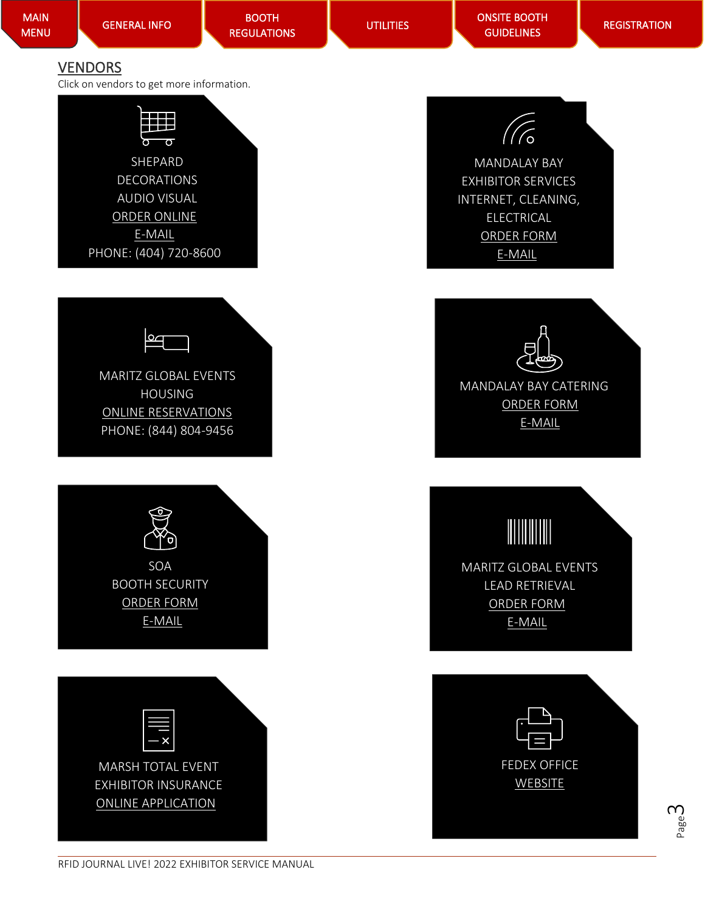MAIN MENU | GENERAL INFO | BOOTH REGULATIONS | UTILITIES | ONSITE BOOTH GUIDELINES | REGISTRATION

## VENDORS

Click on vendors to get more information.

SHEPARD
DECORATIONS
AUDIO VISUAL
ORDER ONLINE
E-MAIL
PHONE: (404) 720-8600

MANDALAY BAY
EXHIBITOR SERVICES
INTERNET, CLEANING,
ELECTRICAL
ORDER FORM
E-MAIL

MARITZ GLOBAL EVENTS
HOUSING
ONLINE RESERVATIONS
PHONE: (844) 804-9456

MANDALAY BAY CATERING
ORDER FORM
E-MAIL

SOA
BOOTH SECURITY
ORDER FORM
E-MAIL

MARITZ GLOBAL EVENTS
LEAD RETRIEVAL
ORDER FORM
E-MAIL

MARSH TOTAL EVENT
EXHIBITOR INSURANCE
ONLINE APPLICATION

FEDEX OFFICE
WEBSITE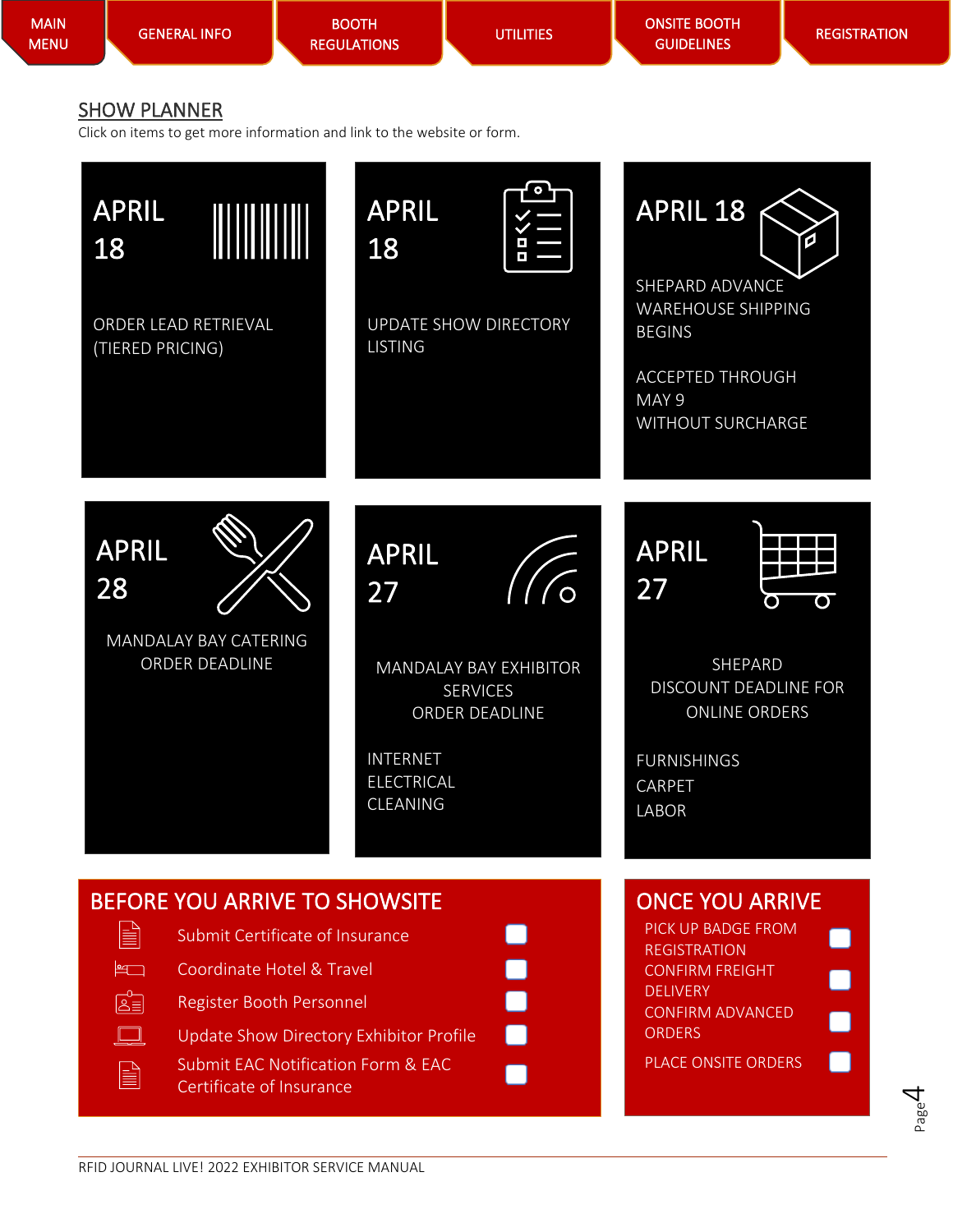MAIN MENU | GENERAL INFO | BOOTH REGULATIONS | UTILITIES | ONSITE BOOTH GUIDELINES | REGISTRATION

## SHOW PLANNER

Click on items to get more information and link to the website or form.

**APRIL 18**

ORDER LEAD RETRIEVAL (TIERED PRICING)

**APRIL 18**

UPDATE SHOW DIRECTORY LISTING

**APRIL 18**

SHEPARD ADVANCE WAREHOUSE SHIPPING BEGINS

ACCEPTED THROUGH MAY 9 WITHOUT SURCHARGE

**APRIL 28**

MANDALAY BAY CATERING ORDER DEADLINE

**APRIL 27**

MANDALAY BAY EXHIBITOR SERVICES ORDER DEADLINE

INTERNET
ELECTRICAL
CLEANING

**APRIL 27**

SHEPARD DISCOUNT DEADLINE FOR ONLINE ORDERS

FURNISHINGS
CARPET
LABOR

### BEFORE YOU ARRIVE TO SHOWSITE

- [ ] Submit Certificate of Insurance
- [ ] Coordinate Hotel & Travel
- [ ] Register Booth Personnel
- [ ] Update Show Directory Exhibitor Profile
- [ ] Submit EAC Notification Form & EAC Certificate of Insurance

### ONCE YOU ARRIVE

- [ ] PICK UP BADGE FROM REGISTRATION
- [ ] CONFIRM FREIGHT DELIVERY
- [ ] CONFIRM ADVANCED ORDERS
- [ ] PLACE ONSITE ORDERS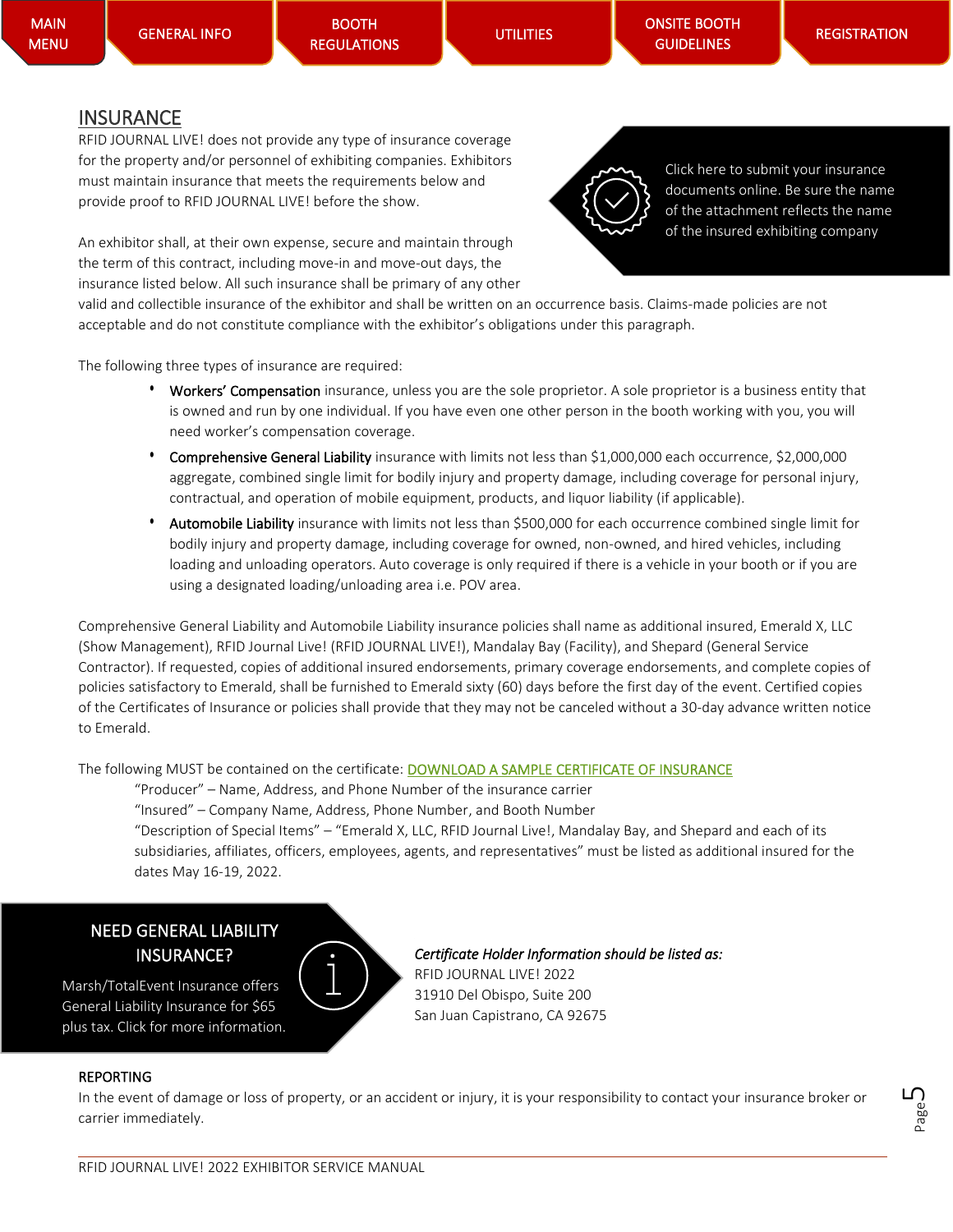MAIN MENU | GENERAL INFO | BOOTH REGULATIONS | UTILITIES | ONSITE BOOTH GUIDELINES | REGISTRATION

## INSURANCE

RFID JOURNAL LIVE! does not provide any type of insurance coverage for the property and/or personnel of exhibiting companies. Exhibitors must maintain insurance that meets the requirements below and provide proof to RFID JOURNAL LIVE! before the show.

Click here to submit your insurance documents online. Be sure the name of the attachment reflects the name of the insured exhibiting company

An exhibitor shall, at their own expense, secure and maintain through the term of this contract, including move-in and move-out days, the insurance listed below. All such insurance shall be primary of any other valid and collectible insurance of the exhibitor and shall be written on an occurrence basis. Claims-made policies are not acceptable and do not constitute compliance with the exhibitor's obligations under this paragraph.

The following three types of insurance are required:

- **Workers' Compensation** insurance, unless you are the sole proprietor. A sole proprietor is a business entity that is owned and run by one individual. If you have even one other person in the booth working with you, you will need worker's compensation coverage.
- **Comprehensive General Liability** insurance with limits not less than $1,000,000 each occurrence, $2,000,000 aggregate, combined single limit for bodily injury and property damage, including coverage for personal injury, contractual, and operation of mobile equipment, products, and liquor liability (if applicable).
- **Automobile Liability** insurance with limits not less than $500,000 for each occurrence combined single limit for bodily injury and property damage, including coverage for owned, non-owned, and hired vehicles, including loading and unloading operators. Auto coverage is only required if there is a vehicle in your booth or if you are using a designated loading/unloading area i.e. POV area.

Comprehensive General Liability and Automobile Liability insurance policies shall name as additional insured, Emerald X, LLC (Show Management), RFID Journal Live! (RFID JOURNAL LIVE!), Mandalay Bay (Facility), and Shepard (General Service Contractor). If requested, copies of additional insured endorsements, primary coverage endorsements, and complete copies of policies satisfactory to Emerald, shall be furnished to Emerald sixty (60) days before the first day of the event. Certified copies of the Certificates of Insurance or policies shall provide that they may not be canceled without a 30-day advance written notice to Emerald.

The following MUST be contained on the certificate: DOWNLOAD A SAMPLE CERTIFICATE OF INSURANCE

"Producer" – Name, Address, and Phone Number of the insurance carrier
"Insured" – Company Name, Address, Phone Number, and Booth Number
"Description of Special Items" – "Emerald X, LLC, RFID Journal Live!, Mandalay Bay, and Shepard and each of its subsidiaries, affiliates, officers, employees, agents, and representatives" must be listed as additional insured for the dates May 16-19, 2022.

### NEED GENERAL LIABILITY INSURANCE?

Marsh/TotalEvent Insurance offers General Liability Insurance for $65 plus tax. Click for more information.

*Certificate Holder Information should be listed as:*
RFID JOURNAL LIVE! 2022
31910 Del Obispo, Suite 200
San Juan Capistrano, CA 92675

### REPORTING

In the event of damage or loss of property, or an accident or injury, it is your responsibility to contact your insurance broker or carrier immediately.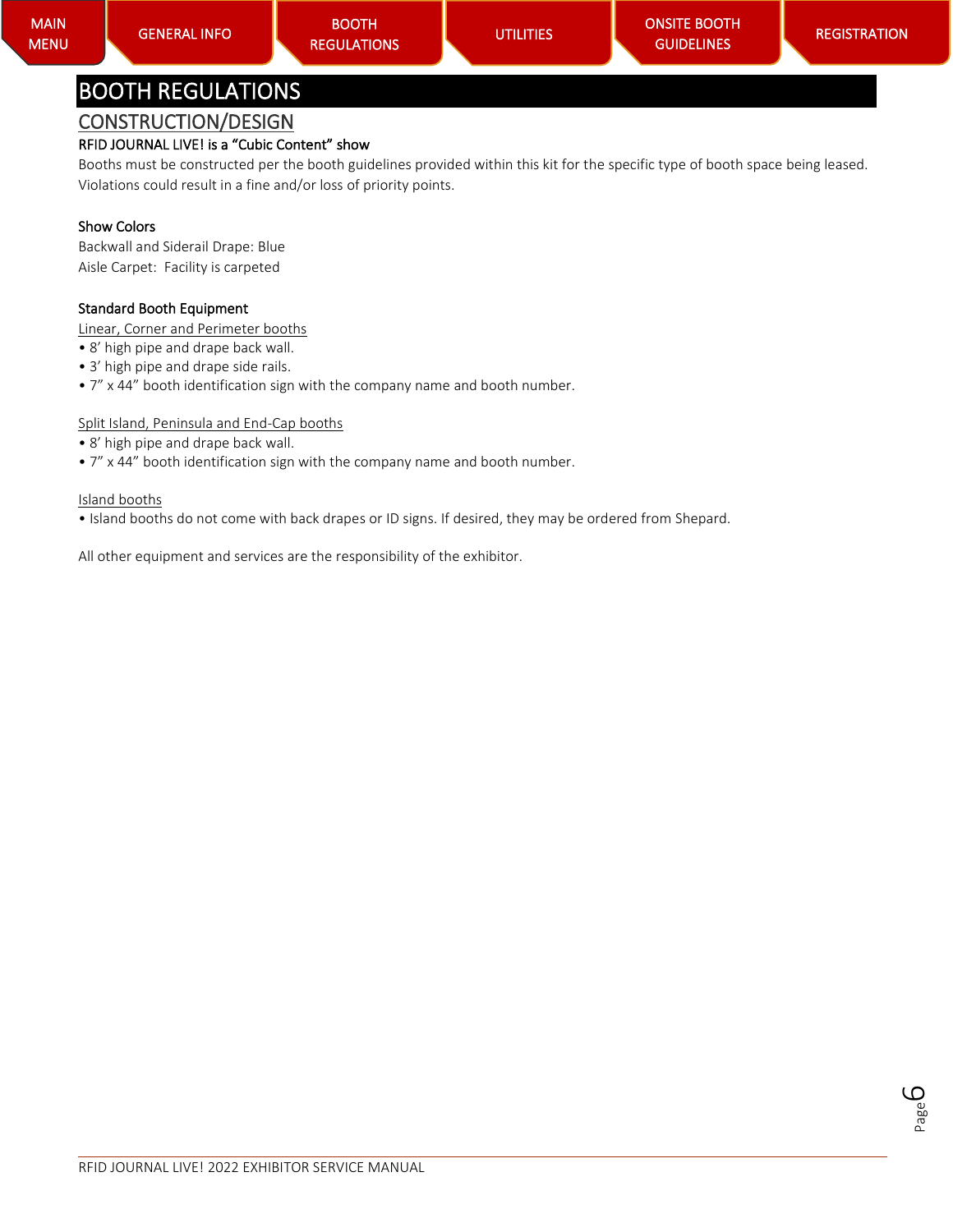MAIN MENU | GENERAL INFO | BOOTH REGULATIONS | UTILITIES | ONSITE BOOTH GUIDELINES | REGISTRATION

# BOOTH REGULATIONS

## CONSTRUCTION/DESIGN

### RFID JOURNAL LIVE! is a "Cubic Content" show

Booths must be constructed per the booth guidelines provided within this kit for the specific type of booth space being leased. Violations could result in a fine and/or loss of priority points.

### Show Colors

Backwall and Siderail Drape: Blue
Aisle Carpet: Facility is carpeted

### Standard Booth Equipment

Linear, Corner and Perimeter booths

- 8' high pipe and drape back wall.
- 3' high pipe and drape side rails.
- 7" x 44" booth identification sign with the company name and booth number.

Split Island, Peninsula and End-Cap booths

- 8' high pipe and drape back wall.
- 7" x 44" booth identification sign with the company name and booth number.

Island booths

- Island booths do not come with back drapes or ID signs. If desired, they may be ordered from Shepard.

All other equipment and services are the responsibility of the exhibitor.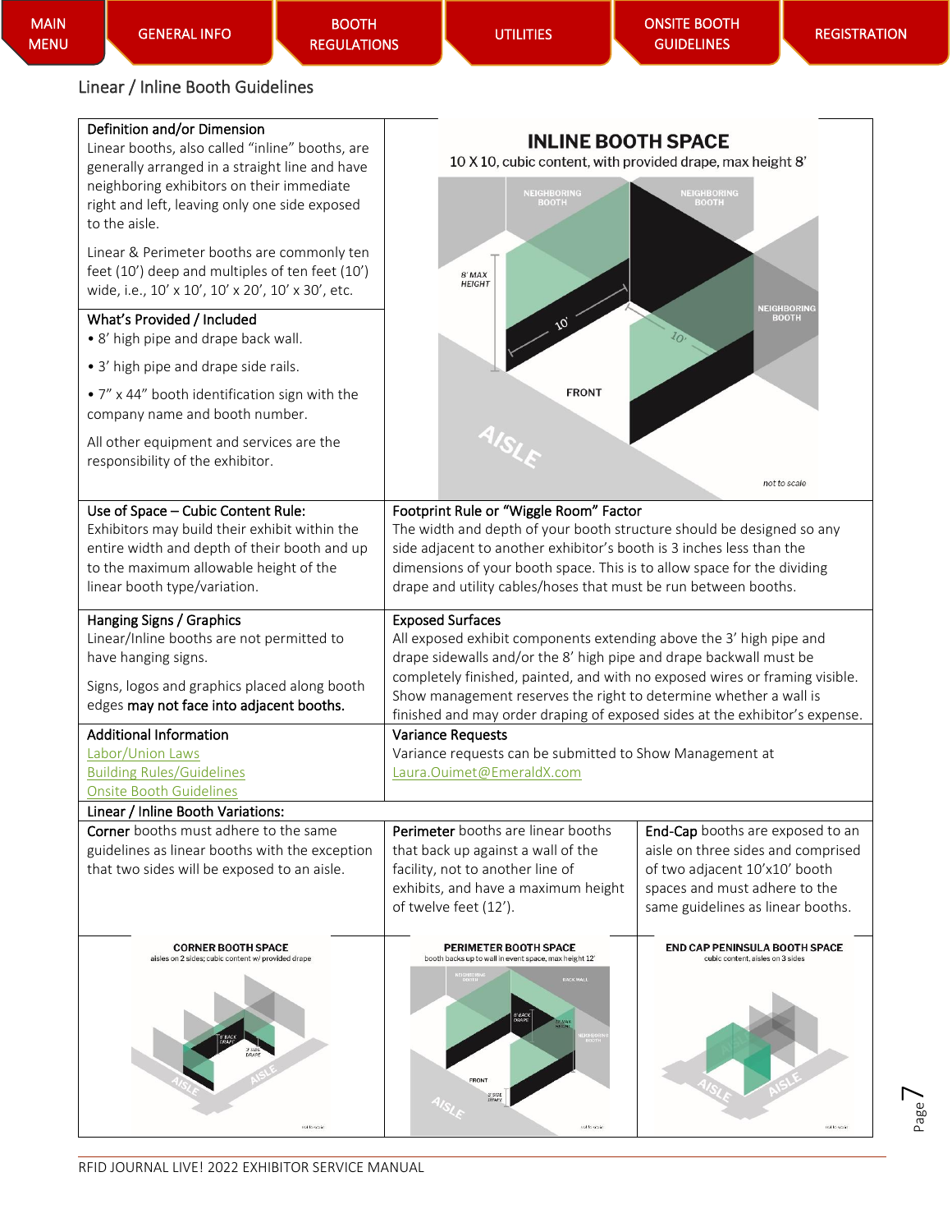MAIN MENU | GENERAL INFO | BOOTH REGULATIONS | UTILITIES | ONSITE BOOTH GUIDELINES | REGISTRATION

## Linear / Inline Booth Guidelines

**Definition and/or Dimension**

Linear booths, also called "inline" booths, are generally arranged in a straight line and have neighboring exhibitors on their immediate right and left, leaving only one side exposed to the aisle.

Linear & Perimeter booths are commonly ten feet (10') deep and multiples of ten feet (10') wide, i.e., 10' x 10', 10' x 20', 10' x 30', etc.

**INLINE BOOTH SPACE**

10 X 10, cubic content, with provided drape, max height 8'

**What's Provided / Included**

- 8' high pipe and drape back wall.
- 3' high pipe and drape side rails.
- 7" x 44" booth identification sign with the company name and booth number.

All other equipment and services are the responsibility of the exhibitor.

**Use of Space – Cubic Content Rule:**

Exhibitors may build their exhibit within the entire width and depth of their booth and up to the maximum allowable height of the linear booth type/variation.

**Footprint Rule or "Wiggle Room" Factor**

The width and depth of your booth structure should be designed so any side adjacent to another exhibitor's booth is 3 inches less than the dimensions of your booth space. This is to allow space for the dividing drape and utility cables/hoses that must be run between booths.

**Hanging Signs / Graphics**

Linear/Inline booths are not permitted to have hanging signs.

Signs, logos and graphics placed along booth edges **may not face into adjacent booths.**

**Exposed Surfaces**

All exposed exhibit components extending above the 3' high pipe and drape sidewalls and/or the 8' high pipe and drape backwall must be completely finished, painted, and with no exposed wires or framing visible. Show management reserves the right to determine whether a wall is finished and may order draping of exposed sides at the exhibitor's expense.

**Additional Information**

Labor/Union Laws
Building Rules/Guidelines
Onsite Booth Guidelines

**Variance Requests**

Variance requests can be submitted to Show Management at Laura.Ouimet@EmeraldX.com

**Linear / Inline Booth Variations:**

**Corner** booths must adhere to the same guidelines as linear booths with the exception that two sides will be exposed to an aisle.

**Perimeter** booths are linear booths that back up against a wall of the facility, not to another line of exhibits, and have a maximum height of twelve feet (12').

**End-Cap** booths are exposed to an aisle on three sides and comprised of two adjacent 10'x10' booth spaces and must adhere to the same guidelines as linear booths.

**CORNER BOOTH SPACE** – aisles on 2 sides; cubic content w/ provided drape

**PERIMETER BOOTH SPACE** – booth backs up to wall in event space, max height 12'

**END CAP PENINSULA BOOTH SPACE** – cubic content, aisles on 3 sides

RFID JOURNAL LIVE! 2022 EXHIBITOR SERVICE MANUAL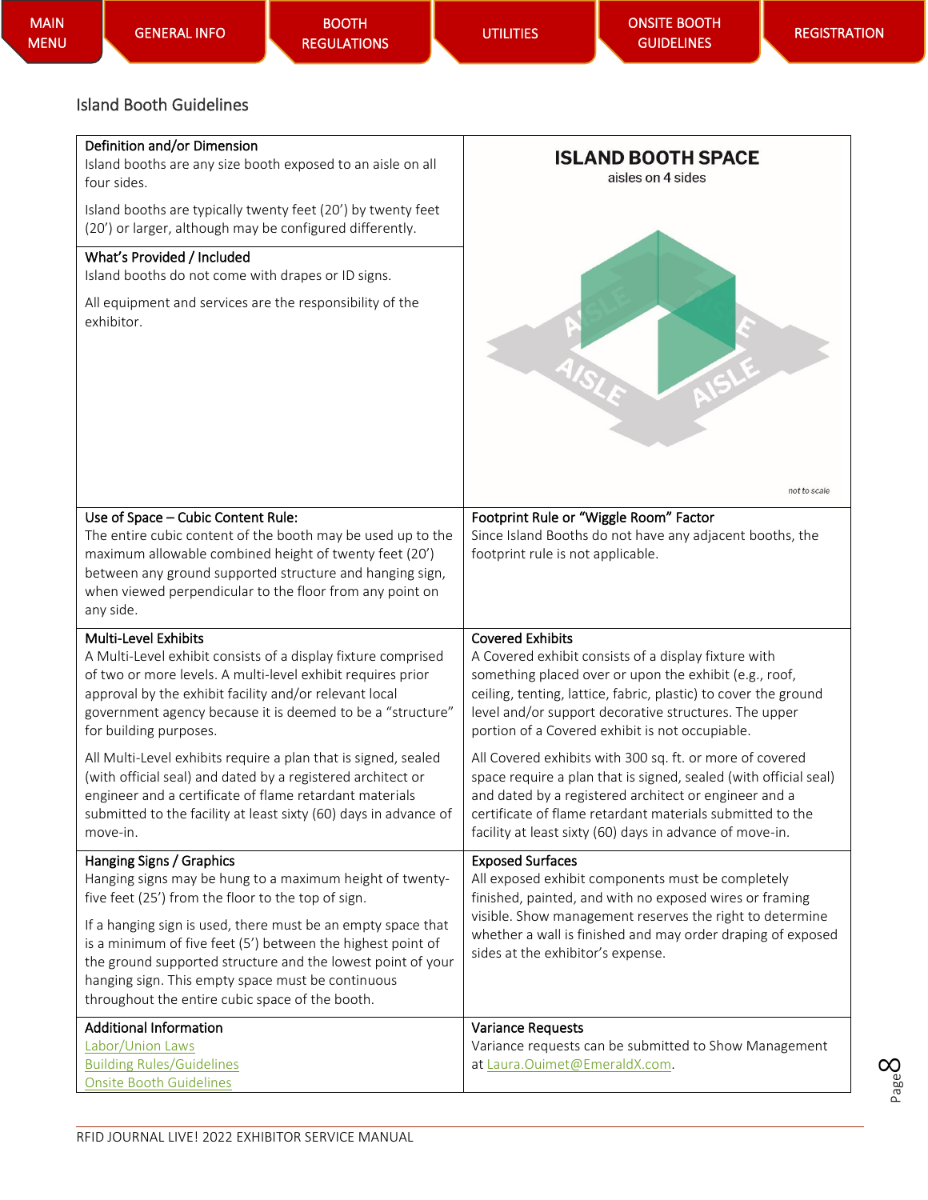MAIN MENU | GENERAL INFO | BOOTH REGULATIONS | UTILITIES | ONSITE BOOTH GUIDELINES | REGISTRATION

## Island Booth Guidelines

**Definition and/or Dimension**

Island booths are any size booth exposed to an aisle on all four sides.

Island booths are typically twenty feet (20') by twenty feet (20') or larger, although may be configured differently.

**What's Provided / Included**

Island booths do not come with drapes or ID signs.

All equipment and services are the responsibility of the exhibitor.

**ISLAND BOOTH SPACE**
aisles on 4 sides

AISLE AISLE AISLE AISLE

not to scale

**Use of Space – Cubic Content Rule:**

The entire cubic content of the booth may be used up to the maximum allowable combined height of twenty feet (20') between any ground supported structure and hanging sign, when viewed perpendicular to the floor from any point on any side.

**Footprint Rule or "Wiggle Room" Factor**

Since Island Booths do not have any adjacent booths, the footprint rule is not applicable.

**Multi-Level Exhibits**

A Multi-Level exhibit consists of a display fixture comprised of two or more levels. A multi-level exhibit requires prior approval by the exhibit facility and/or relevant local government agency because it is deemed to be a "structure" for building purposes.

All Multi-Level exhibits require a plan that is signed, sealed (with official seal) and dated by a registered architect or engineer and a certificate of flame retardant materials submitted to the facility at least sixty (60) days in advance of move-in.

**Covered Exhibits**

A Covered exhibit consists of a display fixture with something placed over or upon the exhibit (e.g., roof, ceiling, tenting, lattice, fabric, plastic) to cover the ground level and/or support decorative structures. The upper portion of a Covered exhibit is not occupiable.

All Covered exhibits with 300 sq. ft. or more of covered space require a plan that is signed, sealed (with official seal) and dated by a registered architect or engineer and a certificate of flame retardant materials submitted to the facility at least sixty (60) days in advance of move-in.

**Hanging Signs / Graphics**

Hanging signs may be hung to a maximum height of twenty-five feet (25') from the floor to the top of sign.

If a hanging sign is used, there must be an empty space that is a minimum of five feet (5') between the highest point of the ground supported structure and the lowest point of your hanging sign. This empty space must be continuous throughout the entire cubic space of the booth.

**Exposed Surfaces**

All exposed exhibit components must be completely finished, painted, and with no exposed wires or framing visible. Show management reserves the right to determine whether a wall is finished and may order draping of exposed sides at the exhibitor's expense.

**Additional Information**

Labor/Union Laws
Building Rules/Guidelines
Onsite Booth Guidelines

**Variance Requests**

Variance requests can be submitted to Show Management at Laura.Ouimet@EmeraldX.com.

RFID JOURNAL LIVE! 2022 EXHIBITOR SERVICE MANUAL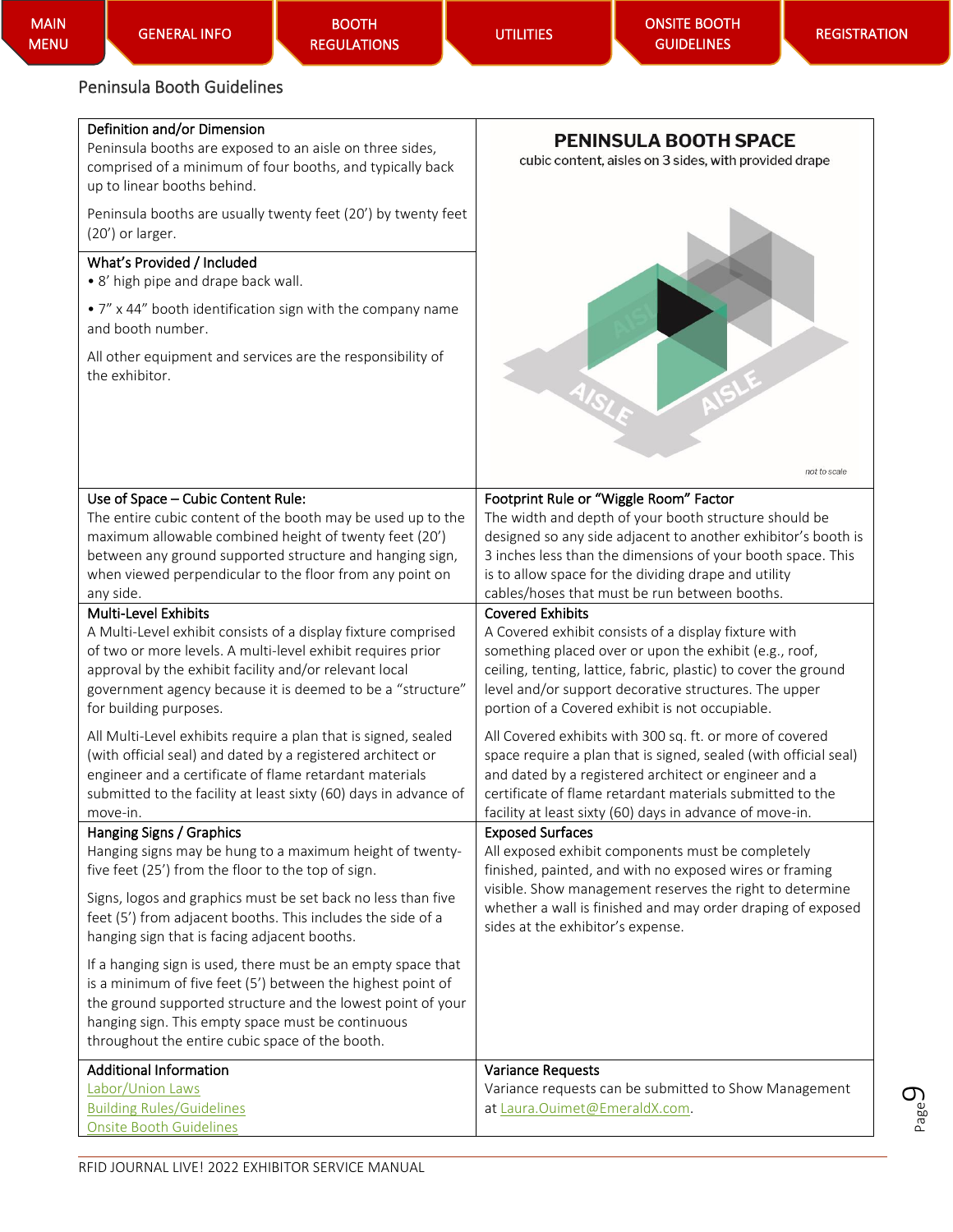MAIN MENU | GENERAL INFO | BOOTH REGULATIONS | UTILITIES | ONSITE BOOTH GUIDELINES | REGISTRATION

## Peninsula Booth Guidelines

**Definition and/or Dimension**

Peninsula booths are exposed to an aisle on three sides, comprised of a minimum of four booths, and typically back up to linear booths behind.

Peninsula booths are usually twenty feet (20') by twenty feet (20') or larger.

**What's Provided / Included**

- 8' high pipe and drape back wall.
- 7" x 44" booth identification sign with the company name and booth number.

All other equipment and services are the responsibility of the exhibitor.

**PENINSULA BOOTH SPACE**

cubic content, aisles on 3 sides, with provided drape

AISLE AISLE AISLE

*not to scale*

**Use of Space – Cubic Content Rule:**

The entire cubic content of the booth may be used up to the maximum allowable combined height of twenty feet (20') between any ground supported structure and hanging sign, when viewed perpendicular to the floor from any point on any side.

**Footprint Rule or "Wiggle Room" Factor**

The width and depth of your booth structure should be designed so any side adjacent to another exhibitor's booth is 3 inches less than the dimensions of your booth space. This is to allow space for the dividing drape and utility cables/hoses that must be run between booths.

**Multi-Level Exhibits**

A Multi-Level exhibit consists of a display fixture comprised of two or more levels. A multi-level exhibit requires prior approval by the exhibit facility and/or relevant local government agency because it is deemed to be a "structure" for building purposes.

All Multi-Level exhibits require a plan that is signed, sealed (with official seal) and dated by a registered architect or engineer and a certificate of flame retardant materials submitted to the facility at least sixty (60) days in advance of move-in.

**Covered Exhibits**

A Covered exhibit consists of a display fixture with something placed over or upon the exhibit (e.g., roof, ceiling, tenting, lattice, fabric, plastic) to cover the ground level and/or support decorative structures. The upper portion of a Covered exhibit is not occupiable.

All Covered exhibits with 300 sq. ft. or more of covered space require a plan that is signed, sealed (with official seal) and dated by a registered architect or engineer and a certificate of flame retardant materials submitted to the facility at least sixty (60) days in advance of move-in.

**Hanging Signs / Graphics**

Hanging signs may be hung to a maximum height of twenty-five feet (25') from the floor to the top of sign.

Signs, logos and graphics must be set back no less than five feet (5') from adjacent booths. This includes the side of a hanging sign that is facing adjacent booths.

If a hanging sign is used, there must be an empty space that is a minimum of five feet (5') between the highest point of the ground supported structure and the lowest point of your hanging sign. This empty space must be continuous throughout the entire cubic space of the booth.

**Exposed Surfaces**

All exposed exhibit components must be completely finished, painted, and with no exposed wires or framing visible. Show management reserves the right to determine whether a wall is finished and may order draping of exposed sides at the exhibitor's expense.

**Additional Information**

Labor/Union Laws
Building Rules/Guidelines
Onsite Booth Guidelines

**Variance Requests**

Variance requests can be submitted to Show Management at Laura.Ouimet@EmeraldX.com.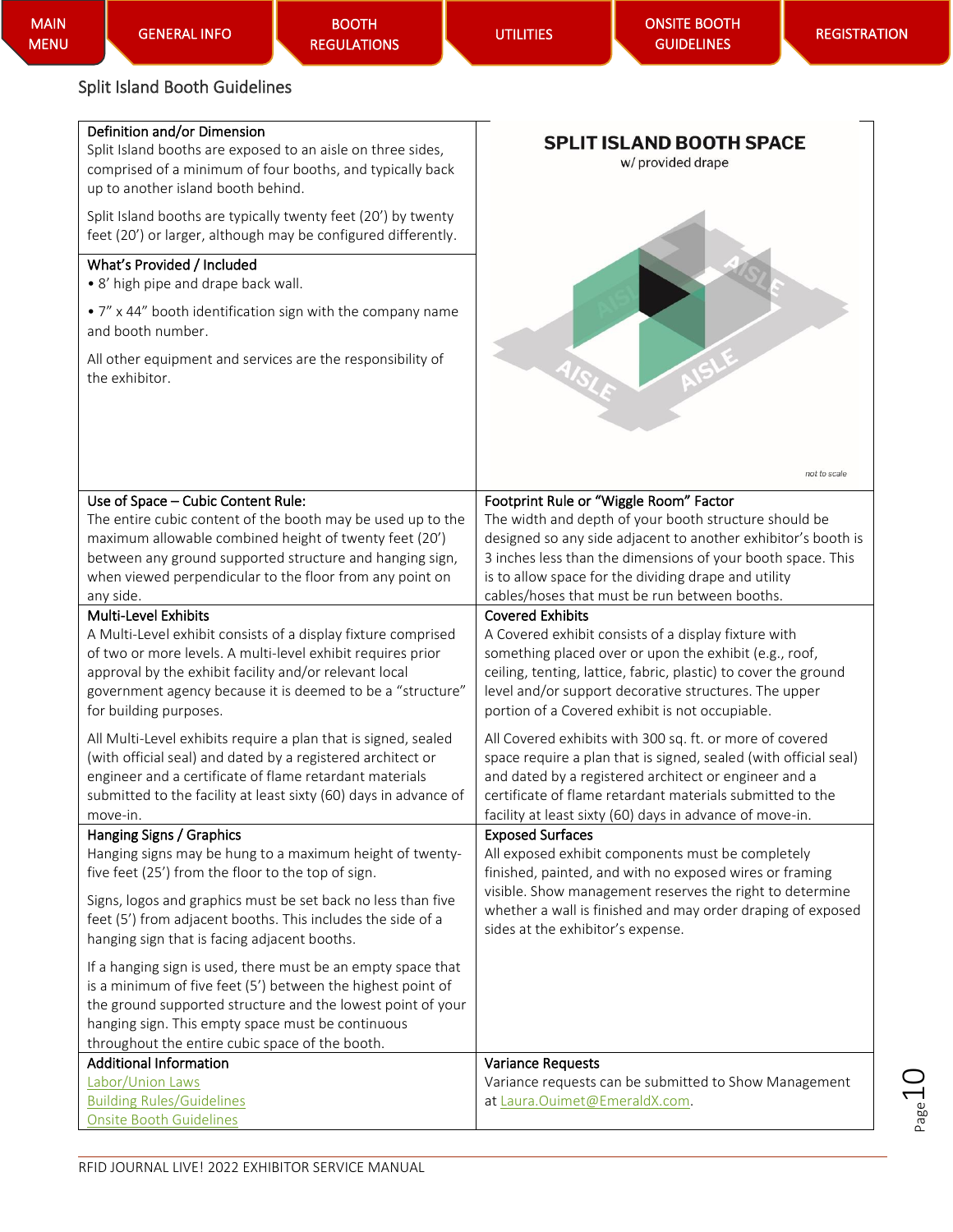MAIN MENU | GENERAL INFO | BOOTH REGULATIONS | UTILITIES | ONSITE BOOTH GUIDELINES | REGISTRATION

## Split Island Booth Guidelines

### Definition and/or Dimension

Split Island booths are exposed to an aisle on three sides, comprised of a minimum of four booths, and typically back up to another island booth behind.

Split Island booths are typically twenty feet (20') by twenty feet (20') or larger, although may be configured differently.

**SPLIT ISLAND BOOTH SPACE**
w/ provided drape

AISLE AISLE AISLE AISLE

not to scale

### What's Provided / Included

- 8' high pipe and drape back wall.
- 7" x 44" booth identification sign with the company name and booth number.

All other equipment and services are the responsibility of the exhibitor.

### Use of Space – Cubic Content Rule:

The entire cubic content of the booth may be used up to the maximum allowable combined height of twenty feet (20') between any ground supported structure and hanging sign, when viewed perpendicular to the floor from any point on any side.

### Footprint Rule or "Wiggle Room" Factor

The width and depth of your booth structure should be designed so any side adjacent to another exhibitor's booth is 3 inches less than the dimensions of your booth space. This is to allow space for the dividing drape and utility cables/hoses that must be run between booths.

### Multi-Level Exhibits

A Multi-Level exhibit consists of a display fixture comprised of two or more levels. A multi-level exhibit requires prior approval by the exhibit facility and/or relevant local government agency because it is deemed to be a "structure" for building purposes.

All Multi-Level exhibits require a plan that is signed, sealed (with official seal) and dated by a registered architect or engineer and a certificate of flame retardant materials submitted to the facility at least sixty (60) days in advance of move-in.

### Covered Exhibits

A Covered exhibit consists of a display fixture with something placed over or upon the exhibit (e.g., roof, ceiling, tenting, lattice, fabric, plastic) to cover the ground level and/or support decorative structures. The upper portion of a Covered exhibit is not occupiable.

All Covered exhibits with 300 sq. ft. or more of covered space require a plan that is signed, sealed (with official seal) and dated by a registered architect or engineer and a certificate of flame retardant materials submitted to the facility at least sixty (60) days in advance of move-in.

### Hanging Signs / Graphics

Hanging signs may be hung to a maximum height of twenty-five feet (25') from the floor to the top of sign.

Signs, logos and graphics must be set back no less than five feet (5') from adjacent booths. This includes the side of a hanging sign that is facing adjacent booths.

If a hanging sign is used, there must be an empty space that is a minimum of five feet (5') between the highest point of the ground supported structure and the lowest point of your hanging sign. This empty space must be continuous throughout the entire cubic space of the booth.

### Exposed Surfaces

All exposed exhibit components must be completely finished, painted, and with no exposed wires or framing visible. Show management reserves the right to determine whether a wall is finished and may order draping of exposed sides at the exhibitor's expense.

### Additional Information

Labor/Union Laws
Building Rules/Guidelines
Onsite Booth Guidelines

### Variance Requests

Variance requests can be submitted to Show Management at Laura.Ouimet@EmeraldX.com.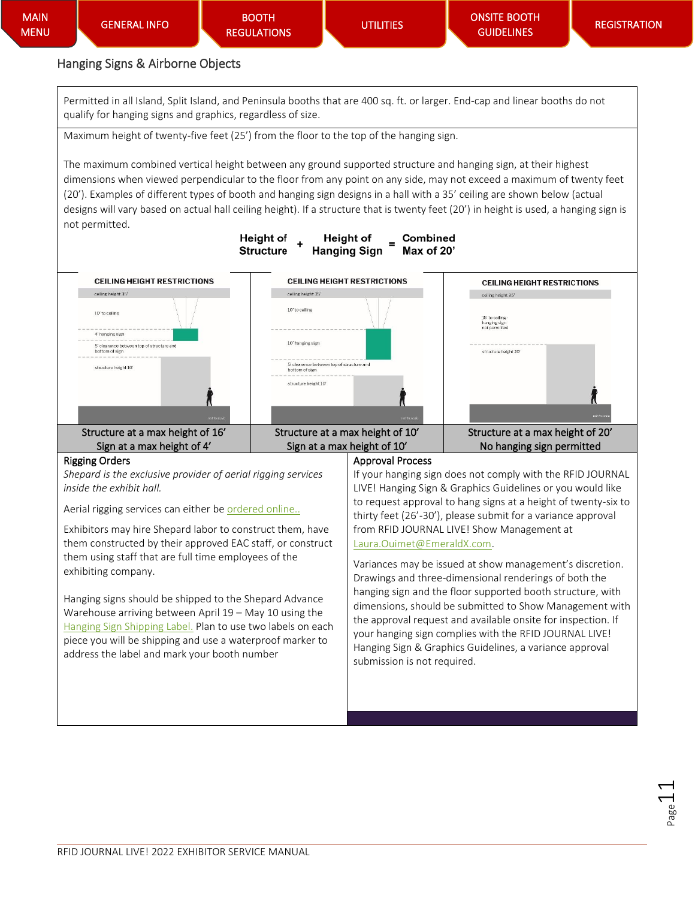MAIN MENU | GENERAL INFO | BOOTH REGULATIONS | UTILITIES | ONSITE BOOTH GUIDELINES | REGISTRATION

## Hanging Signs & Airborne Objects

Permitted in all Island, Split Island, and Peninsula booths that are 400 sq. ft. or larger. End-cap and linear booths do not qualify for hanging signs and graphics, regardless of size.

Maximum height of twenty-five feet (25') from the floor to the top of the hanging sign.

The maximum combined vertical height between any ground supported structure and hanging sign, at their highest dimensions when viewed perpendicular to the floor from any point on any side, may not exceed a maximum of twenty feet (20'). Examples of different types of booth and hanging sign designs in a hall with a 35' ceiling are shown below (actual designs will vary based on actual hall ceiling height). If a structure that is twenty feet (20') in height is used, a hanging sign is not permitted.

**Height of Structure + Height of Hanging Sign = Combined Max of 20'**

| CEILING HEIGHT RESTRICTIONS | CEILING HEIGHT RESTRICTIONS | CEILING HEIGHT RESTRICTIONS |
|---|---|---|
| ceiling height 35'; 10' to ceiling; 4' hanging sign; 5' clearance between top of structure and bottom of sign; structure height 16' | ceiling height 35'; 10' to ceiling; 10' hanging sign; 5' clearance between top of structure and bottom of sign; structure height 10' | ceiling height 35'; 35' to ceiling - hanging sign not permitted; structure height 20' |
| Structure at a max height of 16' Sign at a max height of 4' | Structure at a max height of 10' Sign at a max height of 10' | Structure at a max height of 20' No hanging sign permitted |

### Rigging Orders

*Shepard is the exclusive provider of aerial rigging services inside the exhibit hall.*

Aerial rigging services can either be ordered online..

Exhibitors may hire Shepard labor to construct them, have them constructed by their approved EAC staff, or construct them using staff that are full time employees of the exhibiting company.

Hanging signs should be shipped to the Shepard Advance Warehouse arriving between April 19 – May 10 using the Hanging Sign Shipping Label. Plan to use two labels on each piece you will be shipping and use a waterproof marker to address the label and mark your booth number

### Approval Process

If your hanging sign does not comply with the RFID JOURNAL LIVE! Hanging Sign & Graphics Guidelines or you would like to request approval to hang signs at a height of twenty-six to thirty feet (26'-30'), please submit for a variance approval from RFID JOURNAL LIVE! Show Management at Laura.Ouimet@EmeraldX.com.

Variances may be issued at show management's discretion. Drawings and three-dimensional renderings of both the hanging sign and the floor supported booth structure, with dimensions, should be submitted to Show Management with the approval request and available onsite for inspection. If your hanging sign complies with the RFID JOURNAL LIVE! Hanging Sign & Graphics Guidelines, a variance approval submission is not required.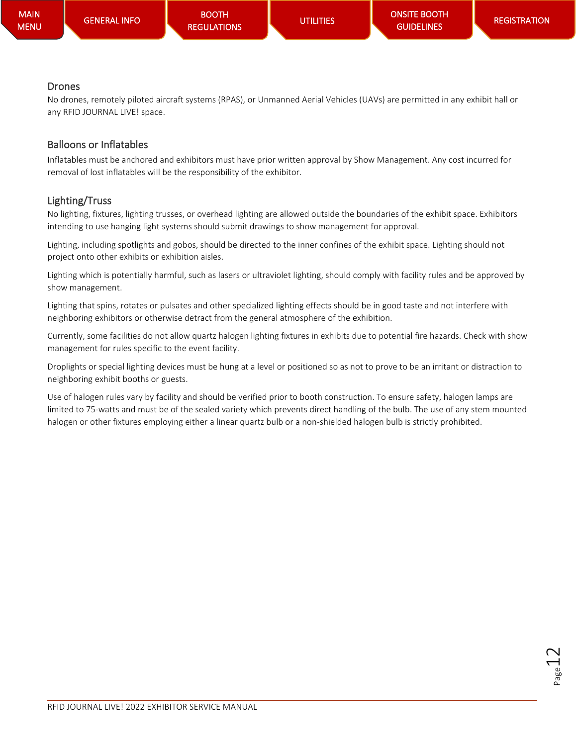## Drones

No drones, remotely piloted aircraft systems (RPAS), or Unmanned Aerial Vehicles (UAVs) are permitted in any exhibit hall or any RFID JOURNAL LIVE! space.

## Balloons or Inflatables

Inflatables must be anchored and exhibitors must have prior written approval by Show Management. Any cost incurred for removal of lost inflatables will be the responsibility of the exhibitor.

## Lighting/Truss

No lighting, fixtures, lighting trusses, or overhead lighting are allowed outside the boundaries of the exhibit space. Exhibitors intending to use hanging light systems should submit drawings to show management for approval.

Lighting, including spotlights and gobos, should be directed to the inner confines of the exhibit space. Lighting should not project onto other exhibits or exhibition aisles.

Lighting which is potentially harmful, such as lasers or ultraviolet lighting, should comply with facility rules and be approved by show management.

Lighting that spins, rotates or pulsates and other specialized lighting effects should be in good taste and not interfere with neighboring exhibitors or otherwise detract from the general atmosphere of the exhibition.

Currently, some facilities do not allow quartz halogen lighting fixtures in exhibits due to potential fire hazards. Check with show management for rules specific to the event facility.

Droplights or special lighting devices must be hung at a level or positioned so as not to prove to be an irritant or distraction to neighboring exhibit booths or guests.

Use of halogen rules vary by facility and should be verified prior to booth construction. To ensure safety, halogen lamps are limited to 75-watts and must be of the sealed variety which prevents direct handling of the bulb. The use of any stem mounted halogen or other fixtures employing either a linear quartz bulb or a non-shielded halogen bulb is strictly prohibited.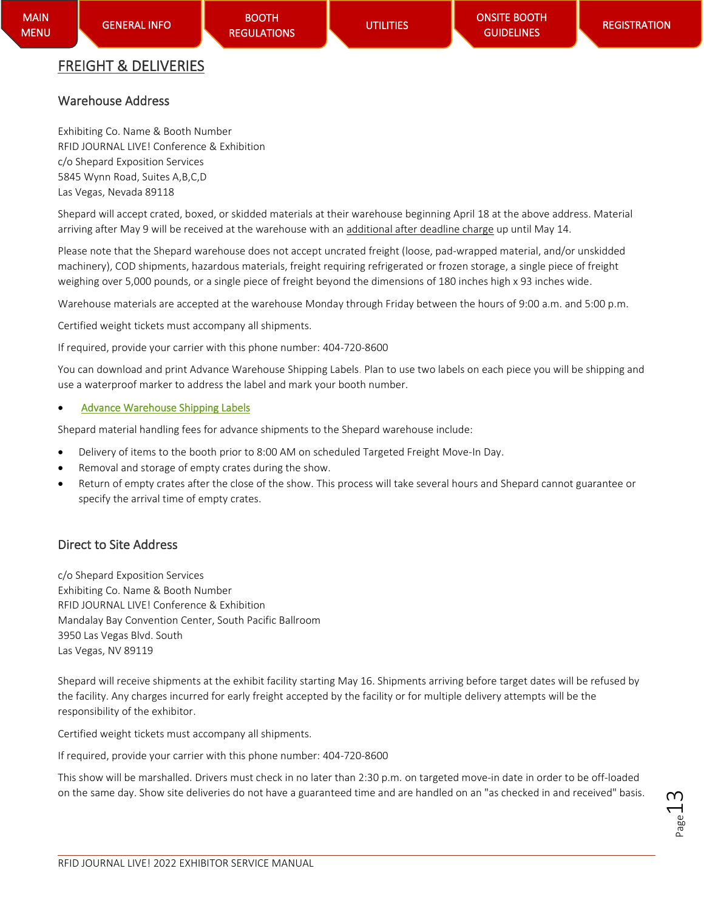## FREIGHT & DELIVERIES

### Warehouse Address

Exhibiting Co. Name & Booth Number
RFID JOURNAL LIVE! Conference & Exhibition
c/o Shepard Exposition Services
5845 Wynn Road, Suites A,B,C,D
Las Vegas, Nevada 89118

Shepard will accept crated, boxed, or skidded materials at their warehouse beginning April 18 at the above address. Material arriving after May 9 will be received at the warehouse with an additional after deadline charge up until May 14.

Please note that the Shepard warehouse does not accept uncrated freight (loose, pad-wrapped material, and/or unskidded machinery), COD shipments, hazardous materials, freight requiring refrigerated or frozen storage, a single piece of freight weighing over 5,000 pounds, or a single piece of freight beyond the dimensions of 180 inches high x 93 inches wide.

Warehouse materials are accepted at the warehouse Monday through Friday between the hours of 9:00 a.m. and 5:00 p.m.

Certified weight tickets must accompany all shipments.

If required, provide your carrier with this phone number: 404-720-8600

You can download and print Advance Warehouse Shipping Labels. Plan to use two labels on each piece you will be shipping and use a waterproof marker to address the label and mark your booth number.

- Advance Warehouse Shipping Labels

Shepard material handling fees for advance shipments to the Shepard warehouse include:

- Delivery of items to the booth prior to 8:00 AM on scheduled Targeted Freight Move-In Day.
- Removal and storage of empty crates during the show.
- Return of empty crates after the close of the show. This process will take several hours and Shepard cannot guarantee or specify the arrival time of empty crates.

### Direct to Site Address

c/o Shepard Exposition Services
Exhibiting Co. Name & Booth Number
RFID JOURNAL LIVE! Conference & Exhibition
Mandalay Bay Convention Center, South Pacific Ballroom
3950 Las Vegas Blvd. South
Las Vegas, NV 89119

Shepard will receive shipments at the exhibit facility starting May 16. Shipments arriving before target dates will be refused by the facility. Any charges incurred for early freight accepted by the facility or for multiple delivery attempts will be the responsibility of the exhibitor.

Certified weight tickets must accompany all shipments.

If required, provide your carrier with this phone number: 404-720-8600

This show will be marshalled. Drivers must check in no later than 2:30 p.m. on targeted move-in date in order to be off-loaded on the same day. Show site deliveries do not have a guaranteed time and are handled on an "as checked in and received" basis.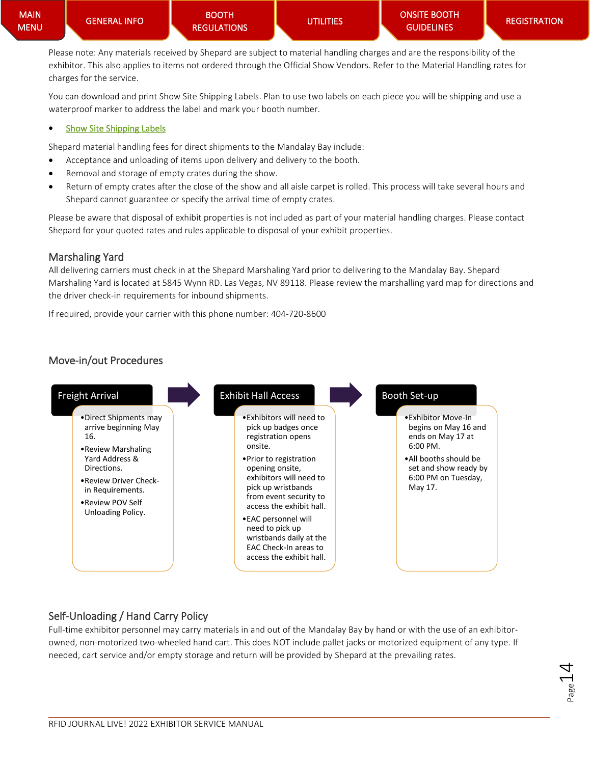Please note: Any materials received by Shepard are subject to material handling charges and are the responsibility of the exhibitor. This also applies to items not ordered through the Official Show Vendors. Refer to the Material Handling rates for charges for the service.

You can download and print Show Site Shipping Labels. Plan to use two labels on each piece you will be shipping and use a waterproof marker to address the label and mark your booth number.

- Show Site Shipping Labels

Shepard material handling fees for direct shipments to the Mandalay Bay include:

- Acceptance and unloading of items upon delivery and delivery to the booth.
- Removal and storage of empty crates during the show.
- Return of empty crates after the close of the show and all aisle carpet is rolled. This process will take several hours and Shepard cannot guarantee or specify the arrival time of empty crates.

Please be aware that disposal of exhibit properties is not included as part of your material handling charges. Please contact Shepard for your quoted rates and rules applicable to disposal of your exhibit properties.

## Marshaling Yard

All delivering carriers must check in at the Shepard Marshaling Yard prior to delivering to the Mandalay Bay. Shepard Marshaling Yard is located at 5845 Wynn RD. Las Vegas, NV 89118. Please review the marshalling yard map for directions and the driver check-in requirements for inbound shipments.

If required, provide your carrier with this phone number: 404-720-8600

## Move-in/out Procedures

**Freight Arrival**

- Direct Shipments may arrive beginning May 16.
- Review Marshaling Yard Address & Directions.
- Review Driver Check-in Requirements.
- Review POV Self Unloading Policy.

**Exhibit Hall Access**

- Exhibitors will need to pick up badges once registration opens onsite.
- Prior to registration opening onsite, exhibitors will need to pick up wristbands from event security to access the exhibit hall.
- EAC personnel will need to pick up wristbands daily at the EAC Check-In areas to access the exhibit hall.

**Booth Set-up**

- Exhibitor Move-In begins on May 16 and ends on May 17 at 6:00 PM.
- All booths should be set and show ready by 6:00 PM on Tuesday, May 17.

## Self-Unloading / Hand Carry Policy

Full-time exhibitor personnel may carry materials in and out of the Mandalay Bay by hand or with the use of an exhibitor-owned, non-motorized two-wheeled hand cart. This does NOT include pallet jacks or motorized equipment of any type. If needed, cart service and/or empty storage and return will be provided by Shepard at the prevailing rates.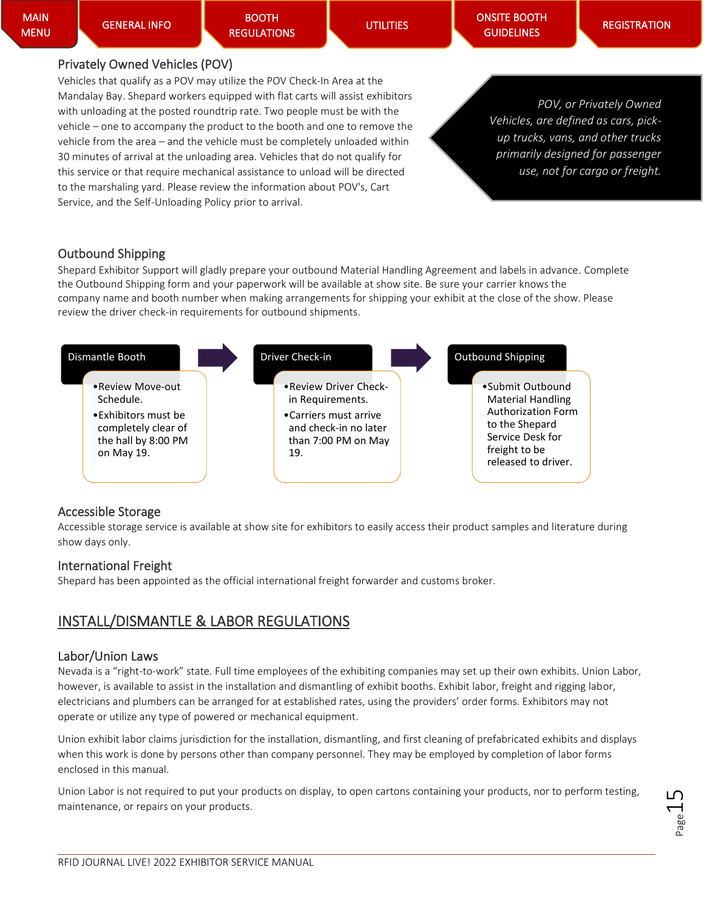### Privately Owned Vehicles (POV)

Vehicles that qualify as a POV may utilize the POV Check-In Area at the Mandalay Bay. Shepard workers equipped with flat carts will assist exhibitors with unloading at the posted roundtrip rate. Two people must be with the vehicle – one to accompany the product to the booth and one to remove the vehicle from the area – and the vehicle must be completely unloaded within 30 minutes of arrival at the unloading area. Vehicles that do not qualify for this service or that require mechanical assistance to unload will be directed to the marshaling yard. Please review the information about POV's, Cart Service, and the Self-Unloading Policy prior to arrival.

*POV, or Privately Owned Vehicles, are defined as cars, pick-up trucks, vans, and other trucks primarily designed for passenger use, not for cargo or freight.*

### Outbound Shipping

Shepard Exhibitor Support will gladly prepare your outbound Material Handling Agreement and labels in advance. Complete the Outbound Shipping form and your paperwork will be available at show site. Be sure your carrier knows the company name and booth number when making arrangements for shipping your exhibit at the close of the show. Please review the driver check-in requirements for outbound shipments.

**Dismantle Booth**
- Review Move-out Schedule.
- Exhibitors must be completely clear of the hall by 8:00 PM on May 19.

**Driver Check-in**
- Review Driver Check-in Requirements.
- Carriers must arrive and check-in no later than 7:00 PM on May 19.

**Outbound Shipping**
- Submit Outbound Material Handling Authorization Form to the Shepard Service Desk for freight to be released to driver.

### Accessible Storage

Accessible storage service is available at show site for exhibitors to easily access their product samples and literature during show days only.

### International Freight

Shepard has been appointed as the official international freight forwarder and customs broker.

## INSTALL/DISMANTLE & LABOR REGULATIONS

### Labor/Union Laws

Nevada is a "right-to-work" state. Full time employees of the exhibiting companies may set up their own exhibits. Union Labor, however, is available to assist in the installation and dismantling of exhibit booths. Exhibit labor, freight and rigging labor, electricians and plumbers can be arranged for at established rates, using the providers' order forms. Exhibitors may not operate or utilize any type of powered or mechanical equipment.

Union exhibit labor claims jurisdiction for the installation, dismantling, and first cleaning of prefabricated exhibits and displays when this work is done by persons other than company personnel. They may be employed by completion of labor forms enclosed in this manual.

Union Labor is not required to put your products on display, to open cartons containing your products, nor to perform testing, maintenance, or repairs on your products.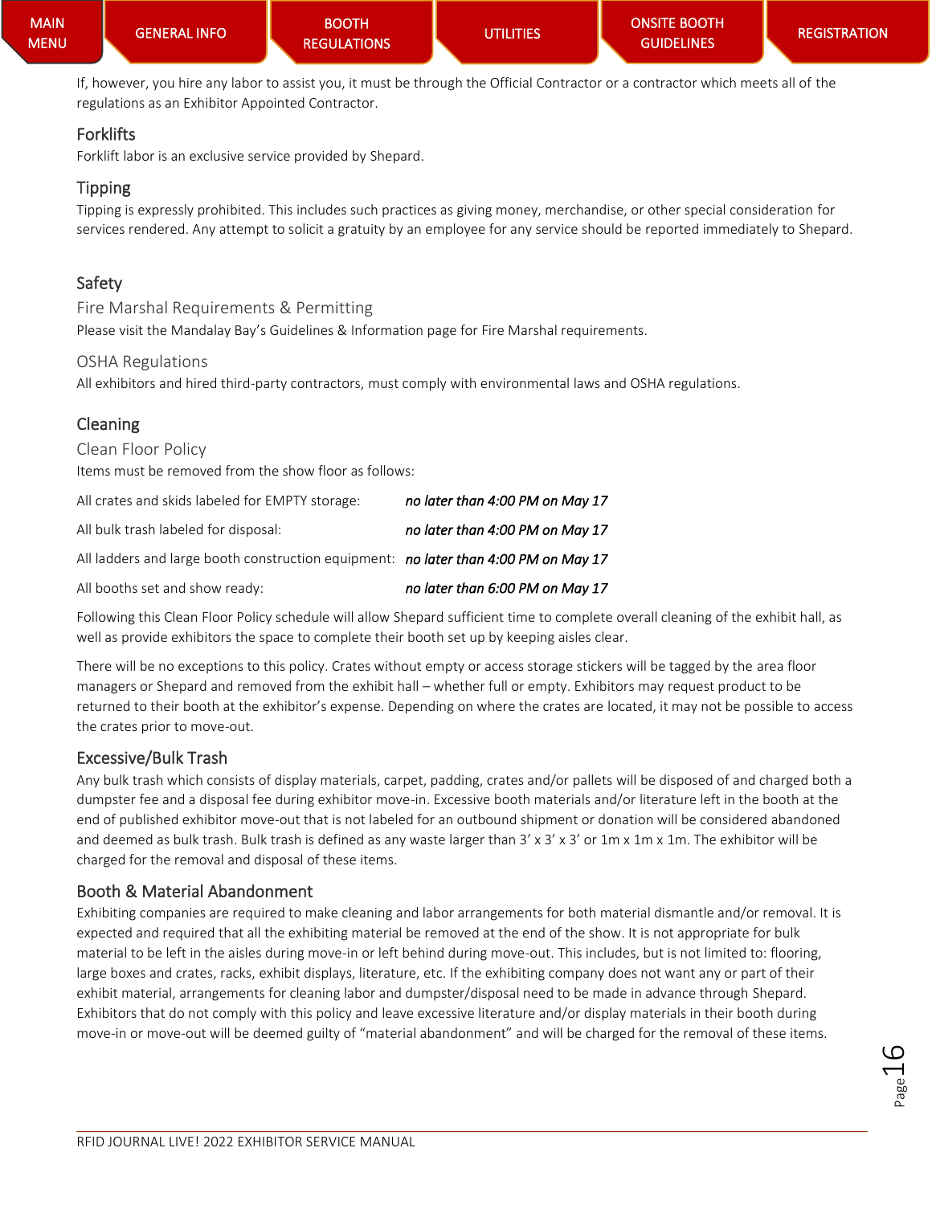If, however, you hire any labor to assist you, it must be through the Official Contractor or a contractor which meets all of the regulations as an Exhibitor Appointed Contractor.

## Forklifts

Forklift labor is an exclusive service provided by Shepard.

## Tipping

Tipping is expressly prohibited. This includes such practices as giving money, merchandise, or other special consideration for services rendered. Any attempt to solicit a gratuity by an employee for any service should be reported immediately to Shepard.

## Safety

### Fire Marshal Requirements & Permitting

Please visit the Mandalay Bay's Guidelines & Information page for Fire Marshal requirements.

### OSHA Regulations

All exhibitors and hired third-party contractors, must comply with environmental laws and OSHA regulations.

## Cleaning

### Clean Floor Policy

Items must be removed from the show floor as follows:

| | |
|---|---|
| All crates and skids labeled for EMPTY storage: | *no later than 4:00 PM on May 17* |
| All bulk trash labeled for disposal: | *no later than 4:00 PM on May 17* |
| All ladders and large booth construction equipment: | *no later than 4:00 PM on May 17* |
| All booths set and show ready: | *no later than 6:00 PM on May 17* |

Following this Clean Floor Policy schedule will allow Shepard sufficient time to complete overall cleaning of the exhibit hall, as well as provide exhibitors the space to complete their booth set up by keeping aisles clear.

There will be no exceptions to this policy. Crates without empty or access storage stickers will be tagged by the area floor managers or Shepard and removed from the exhibit hall – whether full or empty. Exhibitors may request product to be returned to their booth at the exhibitor's expense. Depending on where the crates are located, it may not be possible to access the crates prior to move-out.

## Excessive/Bulk Trash

Any bulk trash which consists of display materials, carpet, padding, crates and/or pallets will be disposed of and charged both a dumpster fee and a disposal fee during exhibitor move-in. Excessive booth materials and/or literature left in the booth at the end of published exhibitor move-out that is not labeled for an outbound shipment or donation will be considered abandoned and deemed as bulk trash. Bulk trash is defined as any waste larger than 3' x 3' x 3' or 1m x 1m x 1m. The exhibitor will be charged for the removal and disposal of these items.

## Booth & Material Abandonment

Exhibiting companies are required to make cleaning and labor arrangements for both material dismantle and/or removal. It is expected and required that all the exhibiting material be removed at the end of the show. It is not appropriate for bulk material to be left in the aisles during move-in or left behind during move-out. This includes, but is not limited to: flooring, large boxes and crates, racks, exhibit displays, literature, etc. If the exhibiting company does not want any or part of their exhibit material, arrangements for cleaning labor and dumpster/disposal need to be made in advance through Shepard. Exhibitors that do not comply with this policy and leave excessive literature and/or display materials in their booth during move-in or move-out will be deemed guilty of "material abandonment" and will be charged for the removal of these items.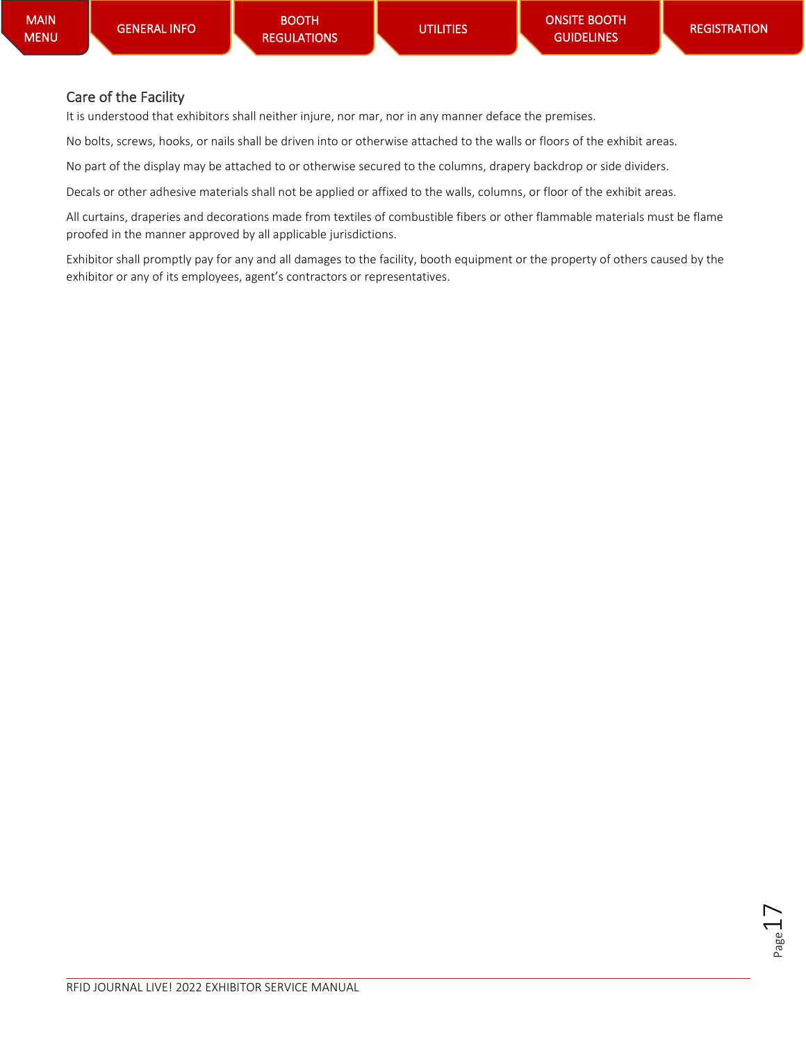## Care of the Facility

It is understood that exhibitors shall neither injure, nor mar, nor in any manner deface the premises.

No bolts, screws, hooks, or nails shall be driven into or otherwise attached to the walls or floors of the exhibit areas.

No part of the display may be attached to or otherwise secured to the columns, drapery backdrop or side dividers.

Decals or other adhesive materials shall not be applied or affixed to the walls, columns, or floor of the exhibit areas.

All curtains, draperies and decorations made from textiles of combustible fibers or other flammable materials must be flame proofed in the manner approved by all applicable jurisdictions.

Exhibitor shall promptly pay for any and all damages to the facility, booth equipment or the property of others caused by the exhibitor or any of its employees, agent's contractors or representatives.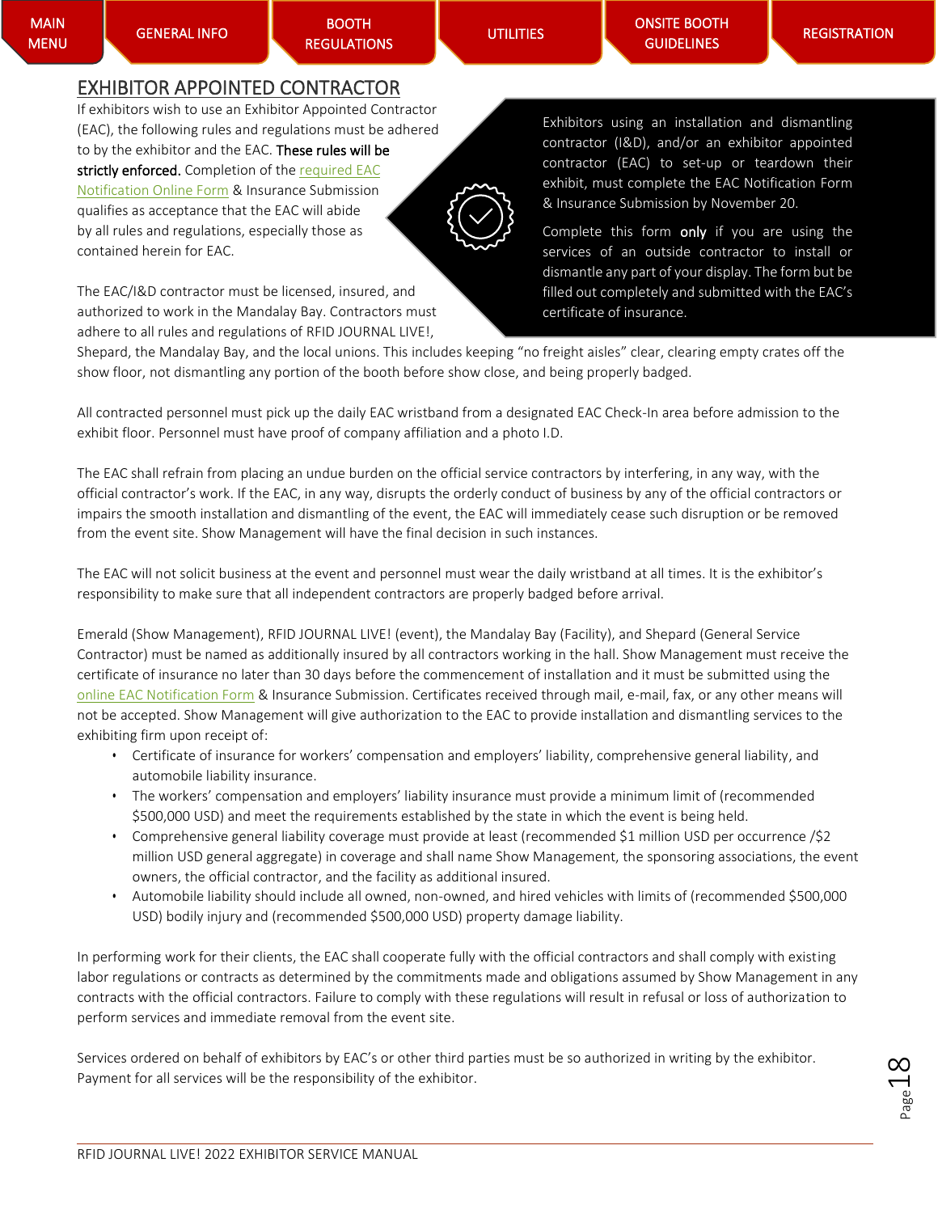MAIN MENU | GENERAL INFO | BOOTH REGULATIONS | UTILITIES | ONSITE BOOTH GUIDELINES | REGISTRATION

# EXHIBITOR APPOINTED CONTRACTOR

If exhibitors wish to use an Exhibitor Appointed Contractor (EAC), the following rules and regulations must be adhered to by the exhibitor and the EAC. **These rules will be strictly enforced.** Completion of the required EAC Notification Online Form & Insurance Submission qualifies as acceptance that the EAC will abide by all rules and regulations, especially those as contained herein for EAC.

> Exhibitors using an installation and dismantling contractor (I&D), and/or an exhibitor appointed contractor (EAC) to set-up or teardown their exhibit, must complete the EAC Notification Form & Insurance Submission by November 20.
>
> Complete this form **only** if you are using the services of an outside contractor to install or dismantle any part of your display. The form but be filled out completely and submitted with the EAC's certificate of insurance.

The EAC/I&D contractor must be licensed, insured, and authorized to work in the Mandalay Bay. Contractors must adhere to all rules and regulations of RFID JOURNAL LIVE!, Shepard, the Mandalay Bay, and the local unions. This includes keeping "no freight aisles" clear, clearing empty crates off the show floor, not dismantling any portion of the booth before show close, and being properly badged.

All contracted personnel must pick up the daily EAC wristband from a designated EAC Check-In area before admission to the exhibit floor. Personnel must have proof of company affiliation and a photo I.D.

The EAC shall refrain from placing an undue burden on the official service contractors by interfering, in any way, with the official contractor's work. If the EAC, in any way, disrupts the orderly conduct of business by any of the official contractors or impairs the smooth installation and dismantling of the event, the EAC will immediately cease such disruption or be removed from the event site. Show Management will have the final decision in such instances.

The EAC will not solicit business at the event and personnel must wear the daily wristband at all times. It is the exhibitor's responsibility to make sure that all independent contractors are properly badged before arrival.

Emerald (Show Management), RFID JOURNAL LIVE! (event), the Mandalay Bay (Facility), and Shepard (General Service Contractor) must be named as additionally insured by all contractors working in the hall. Show Management must receive the certificate of insurance no later than 30 days before the commencement of installation and it must be submitted using the online EAC Notification Form & Insurance Submission. Certificates received through mail, e-mail, fax, or any other means will not be accepted. Show Management will give authorization to the EAC to provide installation and dismantling services to the exhibiting firm upon receipt of:

- Certificate of insurance for workers' compensation and employers' liability, comprehensive general liability, and automobile liability insurance.
- The workers' compensation and employers' liability insurance must provide a minimum limit of (recommended $500,000 USD) and meet the requirements established by the state in which the event is being held.
- Comprehensive general liability coverage must provide at least (recommended $1 million USD per occurrence /$2 million USD general aggregate) in coverage and shall name Show Management, the sponsoring associations, the event owners, the official contractor, and the facility as additional insured.
- Automobile liability should include all owned, non-owned, and hired vehicles with limits of (recommended $500,000 USD) bodily injury and (recommended $500,000 USD) property damage liability.

In performing work for their clients, the EAC shall cooperate fully with the official contractors and shall comply with existing labor regulations or contracts as determined by the commitments made and obligations assumed by Show Management in any contracts with the official contractors. Failure to comply with these regulations will result in refusal or loss of authorization to perform services and immediate removal from the event site.

Services ordered on behalf of exhibitors by EAC's or other third parties must be so authorized in writing by the exhibitor. Payment for all services will be the responsibility of the exhibitor.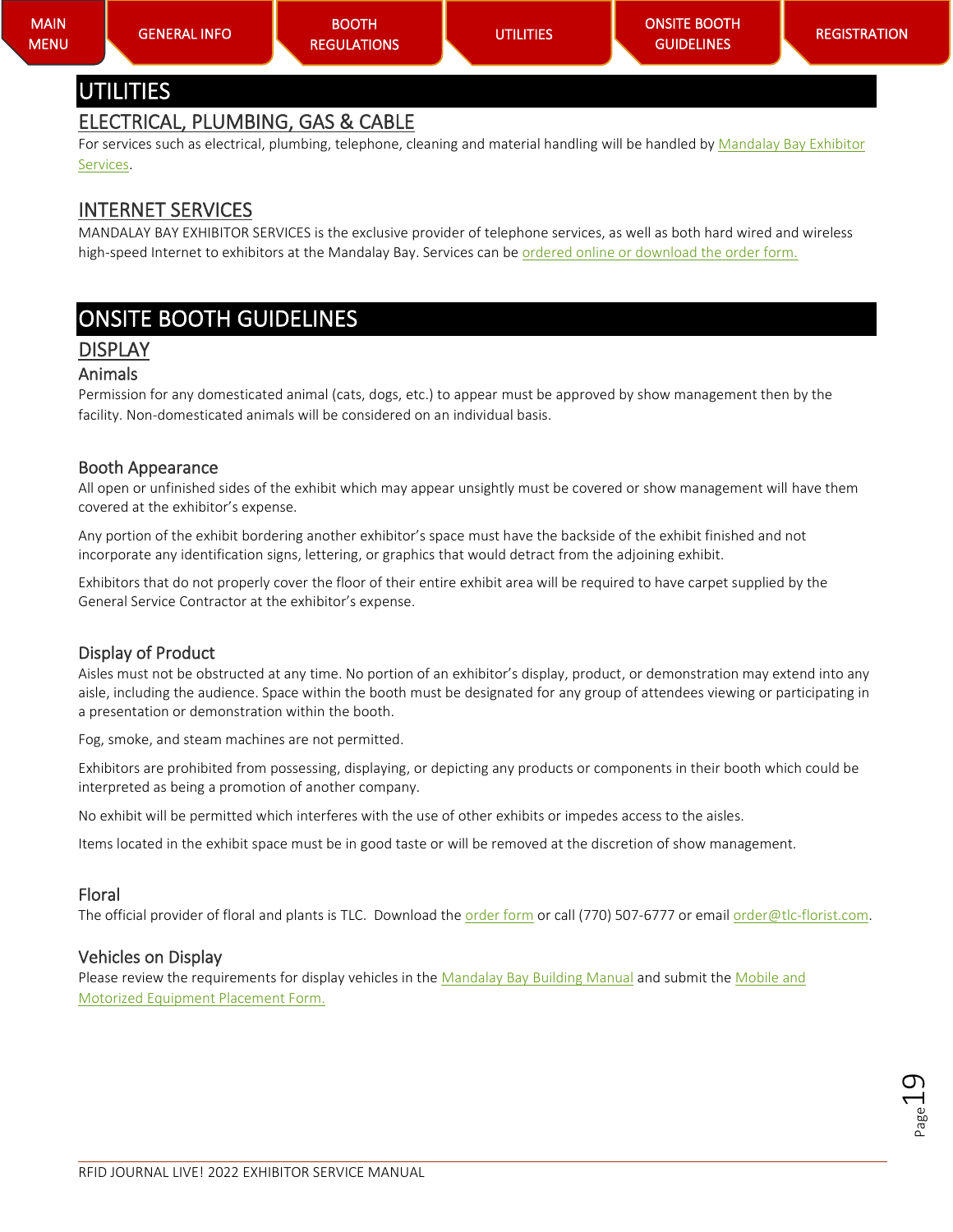# UTILITIES

## ELECTRICAL, PLUMBING, GAS & CABLE

For services such as electrical, plumbing, telephone, cleaning and material handling will be handled by Mandalay Bay Exhibitor Services.

## INTERNET SERVICES

MANDALAY BAY EXHIBITOR SERVICES is the exclusive provider of telephone services, as well as both hard wired and wireless high-speed Internet to exhibitors at the Mandalay Bay. Services can be ordered online or download the order form.

# ONSITE BOOTH GUIDELINES

## DISPLAY

### Animals

Permission for any domesticated animal (cats, dogs, etc.) to appear must be approved by show management then by the facility. Non-domesticated animals will be considered on an individual basis.

### Booth Appearance

All open or unfinished sides of the exhibit which may appear unsightly must be covered or show management will have them covered at the exhibitor's expense.

Any portion of the exhibit bordering another exhibitor's space must have the backside of the exhibit finished and not incorporate any identification signs, lettering, or graphics that would detract from the adjoining exhibit.

Exhibitors that do not properly cover the floor of their entire exhibit area will be required to have carpet supplied by the General Service Contractor at the exhibitor's expense.

### Display of Product

Aisles must not be obstructed at any time. No portion of an exhibitor's display, product, or demonstration may extend into any aisle, including the audience. Space within the booth must be designated for any group of attendees viewing or participating in a presentation or demonstration within the booth.

Fog, smoke, and steam machines are not permitted.

Exhibitors are prohibited from possessing, displaying, or depicting any products or components in their booth which could be interpreted as being a promotion of another company.

No exhibit will be permitted which interferes with the use of other exhibits or impedes access to the aisles.

Items located in the exhibit space must be in good taste or will be removed at the discretion of show management.

### Floral

The official provider of floral and plants is TLC. Download the order form or call (770) 507-6777 or email order@tlc-florist.com.

### Vehicles on Display

Please review the requirements for display vehicles in the Mandalay Bay Building Manual and submit the Mobile and Motorized Equipment Placement Form.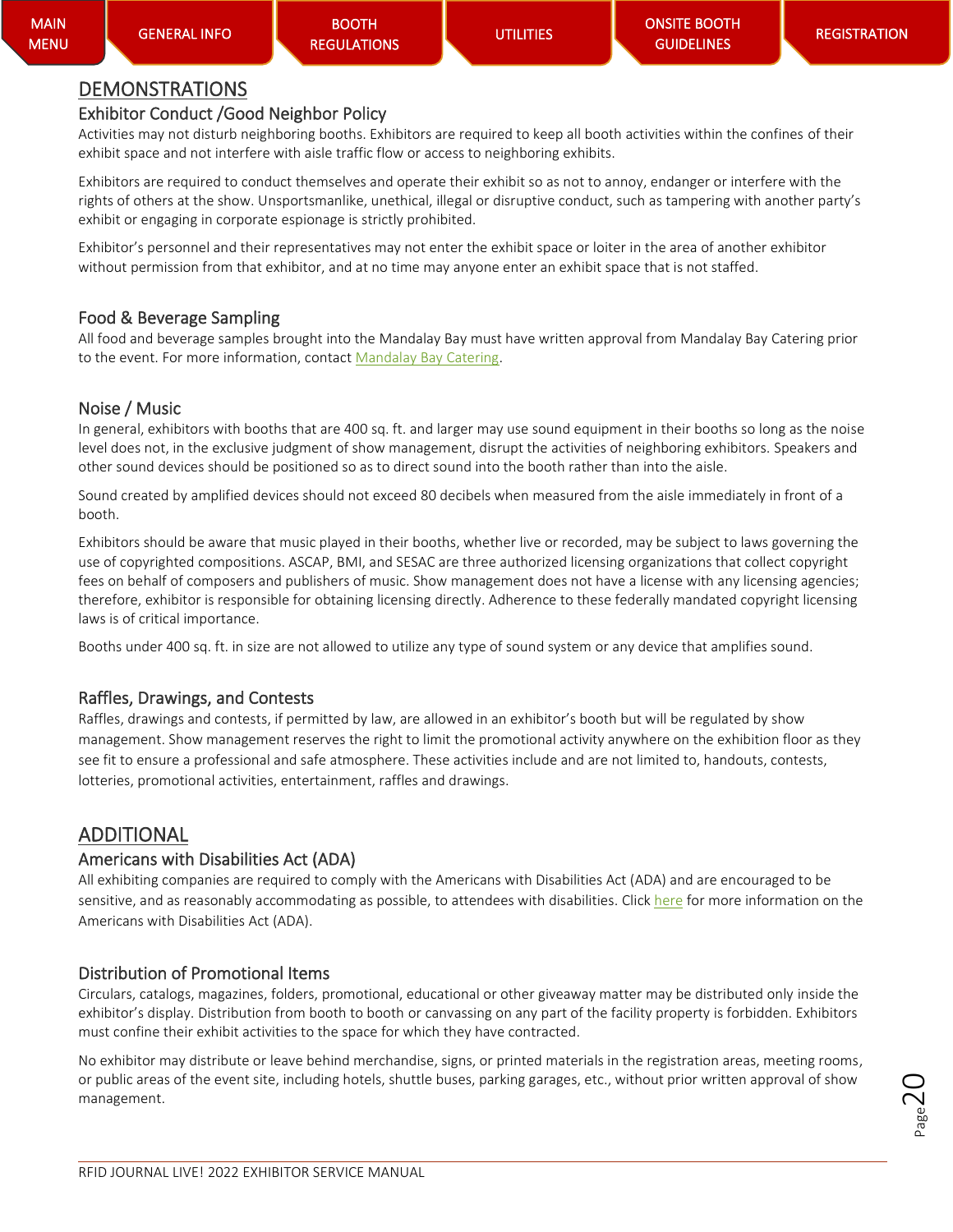## DEMONSTRATIONS

### Exhibitor Conduct /Good Neighbor Policy

Activities may not disturb neighboring booths. Exhibitors are required to keep all booth activities within the confines of their exhibit space and not interfere with aisle traffic flow or access to neighboring exhibits.

Exhibitors are required to conduct themselves and operate their exhibit so as not to annoy, endanger or interfere with the rights of others at the show. Unsportsmanlike, unethical, illegal or disruptive conduct, such as tampering with another party's exhibit or engaging in corporate espionage is strictly prohibited.

Exhibitor's personnel and their representatives may not enter the exhibit space or loiter in the area of another exhibitor without permission from that exhibitor, and at no time may anyone enter an exhibit space that is not staffed.

### Food & Beverage Sampling

All food and beverage samples brought into the Mandalay Bay must have written approval from Mandalay Bay Catering prior to the event. For more information, contact Mandalay Bay Catering.

### Noise / Music

In general, exhibitors with booths that are 400 sq. ft. and larger may use sound equipment in their booths so long as the noise level does not, in the exclusive judgment of show management, disrupt the activities of neighboring exhibitors. Speakers and other sound devices should be positioned so as to direct sound into the booth rather than into the aisle.

Sound created by amplified devices should not exceed 80 decibels when measured from the aisle immediately in front of a booth.

Exhibitors should be aware that music played in their booths, whether live or recorded, may be subject to laws governing the use of copyrighted compositions. ASCAP, BMI, and SESAC are three authorized licensing organizations that collect copyright fees on behalf of composers and publishers of music. Show management does not have a license with any licensing agencies; therefore, exhibitor is responsible for obtaining licensing directly. Adherence to these federally mandated copyright licensing laws is of critical importance.

Booths under 400 sq. ft. in size are not allowed to utilize any type of sound system or any device that amplifies sound.

### Raffles, Drawings, and Contests

Raffles, drawings and contests, if permitted by law, are allowed in an exhibitor's booth but will be regulated by show management. Show management reserves the right to limit the promotional activity anywhere on the exhibition floor as they see fit to ensure a professional and safe atmosphere. These activities include and are not limited to, handouts, contests, lotteries, promotional activities, entertainment, raffles and drawings.

## ADDITIONAL

### Americans with Disabilities Act (ADA)

All exhibiting companies are required to comply with the Americans with Disabilities Act (ADA) and are encouraged to be sensitive, and as reasonably accommodating as possible, to attendees with disabilities. Click here for more information on the Americans with Disabilities Act (ADA).

### Distribution of Promotional Items

Circulars, catalogs, magazines, folders, promotional, educational or other giveaway matter may be distributed only inside the exhibitor's display. Distribution from booth to booth or canvassing on any part of the facility property is forbidden. Exhibitors must confine their exhibit activities to the space for which they have contracted.

No exhibitor may distribute or leave behind merchandise, signs, or printed materials in the registration areas, meeting rooms, or public areas of the event site, including hotels, shuttle buses, parking garages, etc., without prior written approval of show management.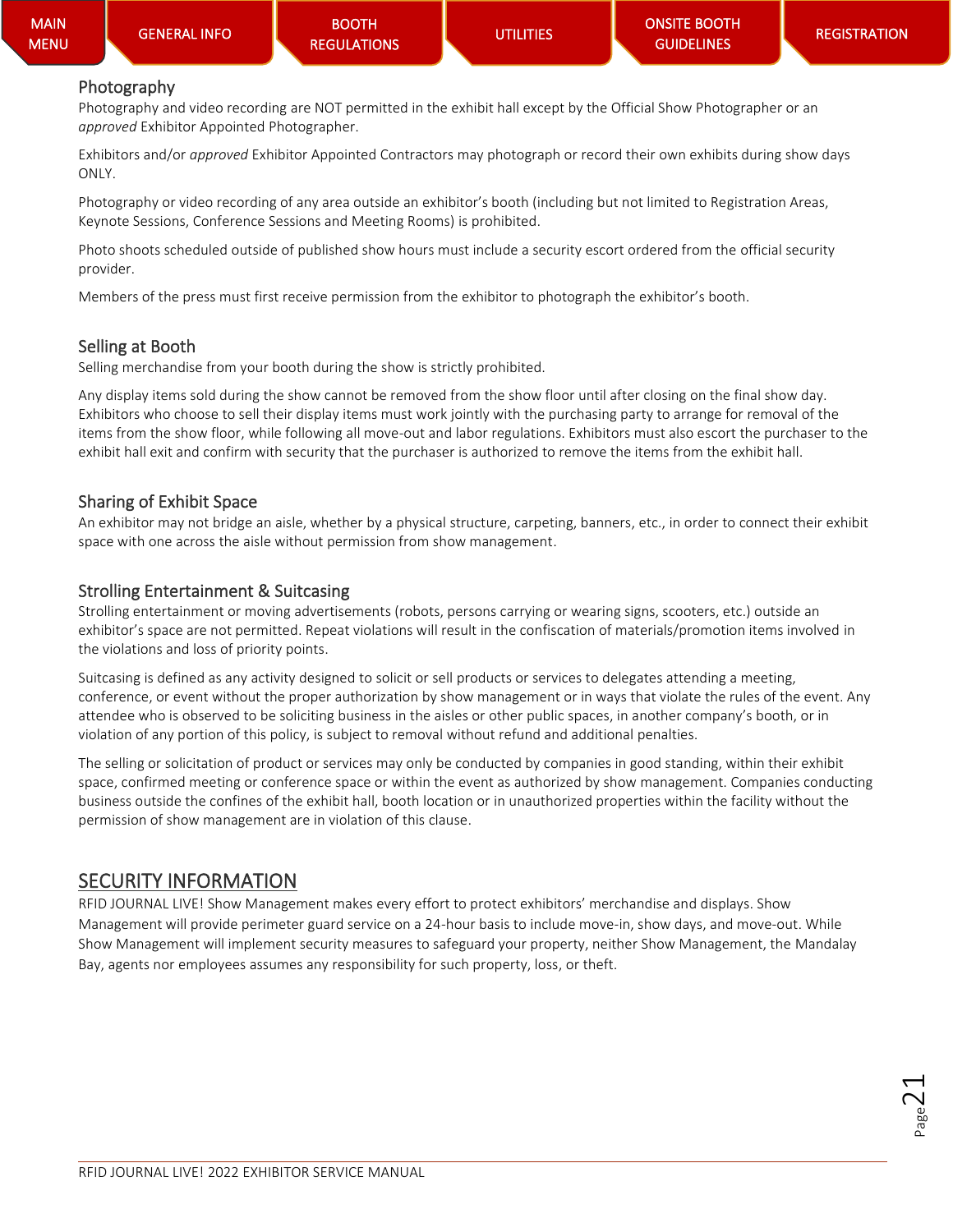## Photography

Photography and video recording are NOT permitted in the exhibit hall except by the Official Show Photographer or an *approved* Exhibitor Appointed Photographer.

Exhibitors and/or *approved* Exhibitor Appointed Contractors may photograph or record their own exhibits during show days ONLY.

Photography or video recording of any area outside an exhibitor's booth (including but not limited to Registration Areas, Keynote Sessions, Conference Sessions and Meeting Rooms) is prohibited.

Photo shoots scheduled outside of published show hours must include a security escort ordered from the official security provider.

Members of the press must first receive permission from the exhibitor to photograph the exhibitor's booth.

## Selling at Booth

Selling merchandise from your booth during the show is strictly prohibited.

Any display items sold during the show cannot be removed from the show floor until after closing on the final show day. Exhibitors who choose to sell their display items must work jointly with the purchasing party to arrange for removal of the items from the show floor, while following all move-out and labor regulations. Exhibitors must also escort the purchaser to the exhibit hall exit and confirm with security that the purchaser is authorized to remove the items from the exhibit hall.

## Sharing of Exhibit Space

An exhibitor may not bridge an aisle, whether by a physical structure, carpeting, banners, etc., in order to connect their exhibit space with one across the aisle without permission from show management.

## Strolling Entertainment & Suitcasing

Strolling entertainment or moving advertisements (robots, persons carrying or wearing signs, scooters, etc.) outside an exhibitor's space are not permitted. Repeat violations will result in the confiscation of materials/promotion items involved in the violations and loss of priority points.

Suitcasing is defined as any activity designed to solicit or sell products or services to delegates attending a meeting, conference, or event without the proper authorization by show management or in ways that violate the rules of the event. Any attendee who is observed to be soliciting business in the aisles or other public spaces, in another company's booth, or in violation of any portion of this policy, is subject to removal without refund and additional penalties.

The selling or solicitation of product or services may only be conducted by companies in good standing, within their exhibit space, confirmed meeting or conference space or within the event as authorized by show management. Companies conducting business outside the confines of the exhibit hall, booth location or in unauthorized properties within the facility without the permission of show management are in violation of this clause.

# SECURITY INFORMATION

RFID JOURNAL LIVE! Show Management makes every effort to protect exhibitors' merchandise and displays. Show Management will provide perimeter guard service on a 24-hour basis to include move-in, show days, and move-out. While Show Management will implement security measures to safeguard your property, neither Show Management, the Mandalay Bay, agents nor employees assumes any responsibility for such property, loss, or theft.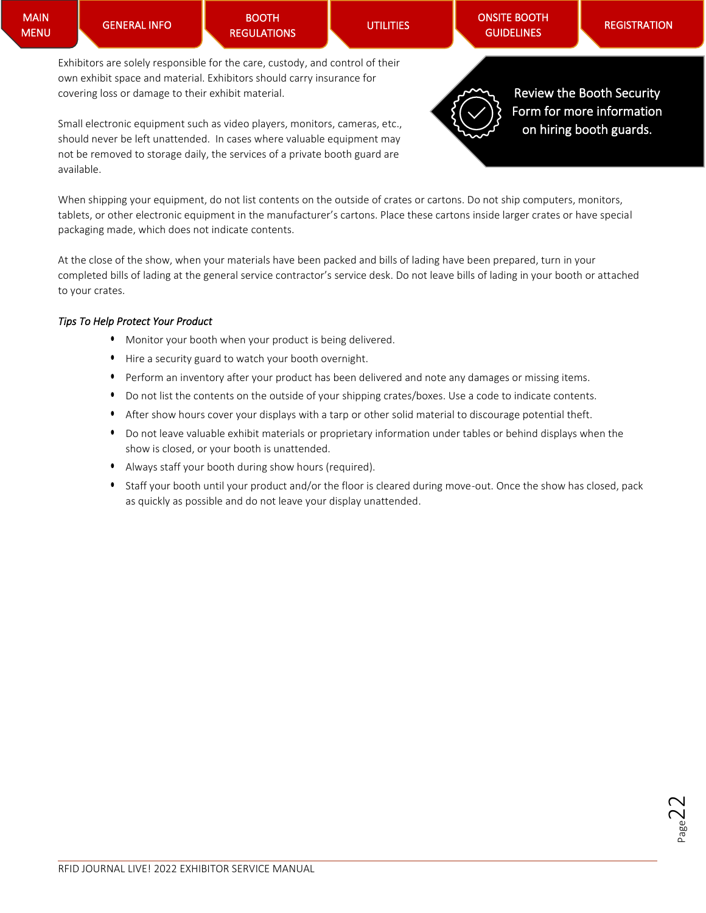Exhibitors are solely responsible for the care, custody, and control of their own exhibit space and material. Exhibitors should carry insurance for covering loss or damage to their exhibit material.

Small electronic equipment such as video players, monitors, cameras, etc., should never be left unattended. In cases where valuable equipment may not be removed to storage daily, the services of a private booth guard are available.

**Review the Booth Security Form for more information on hiring booth guards.**

When shipping your equipment, do not list contents on the outside of crates or cartons. Do not ship computers, monitors, tablets, or other electronic equipment in the manufacturer's cartons. Place these cartons inside larger crates or have special packaging made, which does not indicate contents.

At the close of the show, when your materials have been packed and bills of lading have been prepared, turn in your completed bills of lading at the general service contractor's service desk. Do not leave bills of lading in your booth or attached to your crates.

*Tips To Help Protect Your Product*

- Monitor your booth when your product is being delivered.
- Hire a security guard to watch your booth overnight.
- Perform an inventory after your product has been delivered and note any damages or missing items.
- Do not list the contents on the outside of your shipping crates/boxes. Use a code to indicate contents.
- After show hours cover your displays with a tarp or other solid material to discourage potential theft.
- Do not leave valuable exhibit materials or proprietary information under tables or behind displays when the show is closed, or your booth is unattended.
- Always staff your booth during show hours (required).
- Staff your booth until your product and/or the floor is cleared during move-out. Once the show has closed, pack as quickly as possible and do not leave your display unattended.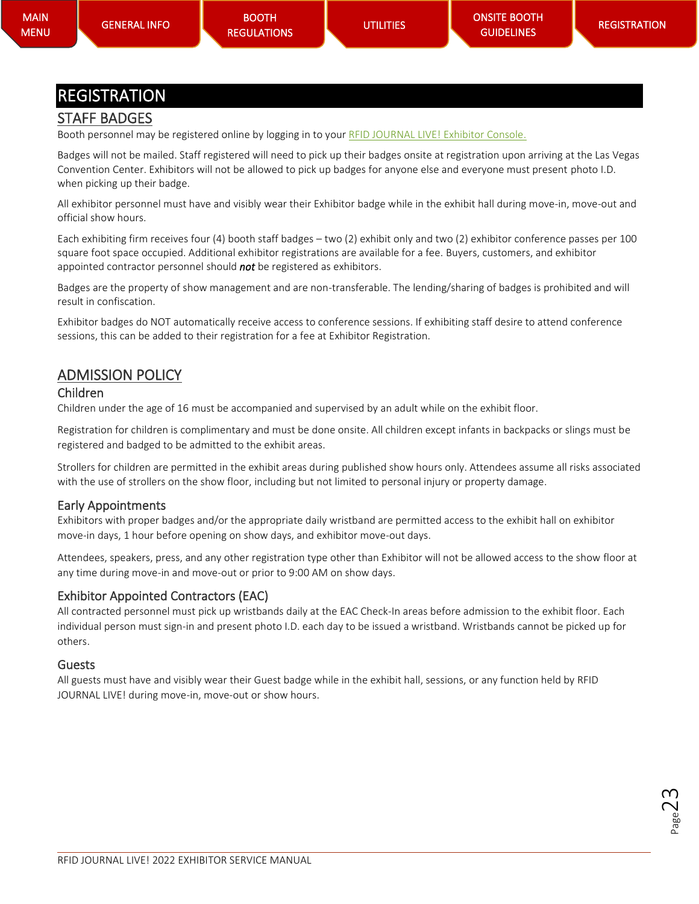# REGISTRATION

## STAFF BADGES

Booth personnel may be registered online by logging in to your RFID JOURNAL LIVE! Exhibitor Console.

Badges will not be mailed. Staff registered will need to pick up their badges onsite at registration upon arriving at the Las Vegas Convention Center. Exhibitors will not be allowed to pick up badges for anyone else and everyone must present photo I.D. when picking up their badge.

All exhibitor personnel must have and visibly wear their Exhibitor badge while in the exhibit hall during move-in, move-out and official show hours.

Each exhibiting firm receives four (4) booth staff badges – two (2) exhibit only and two (2) exhibitor conference passes per 100 square foot space occupied. Additional exhibitor registrations are available for a fee. Buyers, customers, and exhibitor appointed contractor personnel should ***not*** be registered as exhibitors.

Badges are the property of show management and are non-transferable. The lending/sharing of badges is prohibited and will result in confiscation.

Exhibitor badges do NOT automatically receive access to conference sessions. If exhibiting staff desire to attend conference sessions, this can be added to their registration for a fee at Exhibitor Registration.

## ADMISSION POLICY

### Children

Children under the age of 16 must be accompanied and supervised by an adult while on the exhibit floor.

Registration for children is complimentary and must be done onsite. All children except infants in backpacks or slings must be registered and badged to be admitted to the exhibit areas.

Strollers for children are permitted in the exhibit areas during published show hours only. Attendees assume all risks associated with the use of strollers on the show floor, including but not limited to personal injury or property damage.

### Early Appointments

Exhibitors with proper badges and/or the appropriate daily wristband are permitted access to the exhibit hall on exhibitor move-in days, 1 hour before opening on show days, and exhibitor move-out days.

Attendees, speakers, press, and any other registration type other than Exhibitor will not be allowed access to the show floor at any time during move-in and move-out or prior to 9:00 AM on show days.

### Exhibitor Appointed Contractors (EAC)

All contracted personnel must pick up wristbands daily at the EAC Check-In areas before admission to the exhibit floor. Each individual person must sign-in and present photo I.D. each day to be issued a wristband. Wristbands cannot be picked up for others.

### Guests

All guests must have and visibly wear their Guest badge while in the exhibit hall, sessions, or any function held by RFID JOURNAL LIVE! during move-in, move-out or show hours.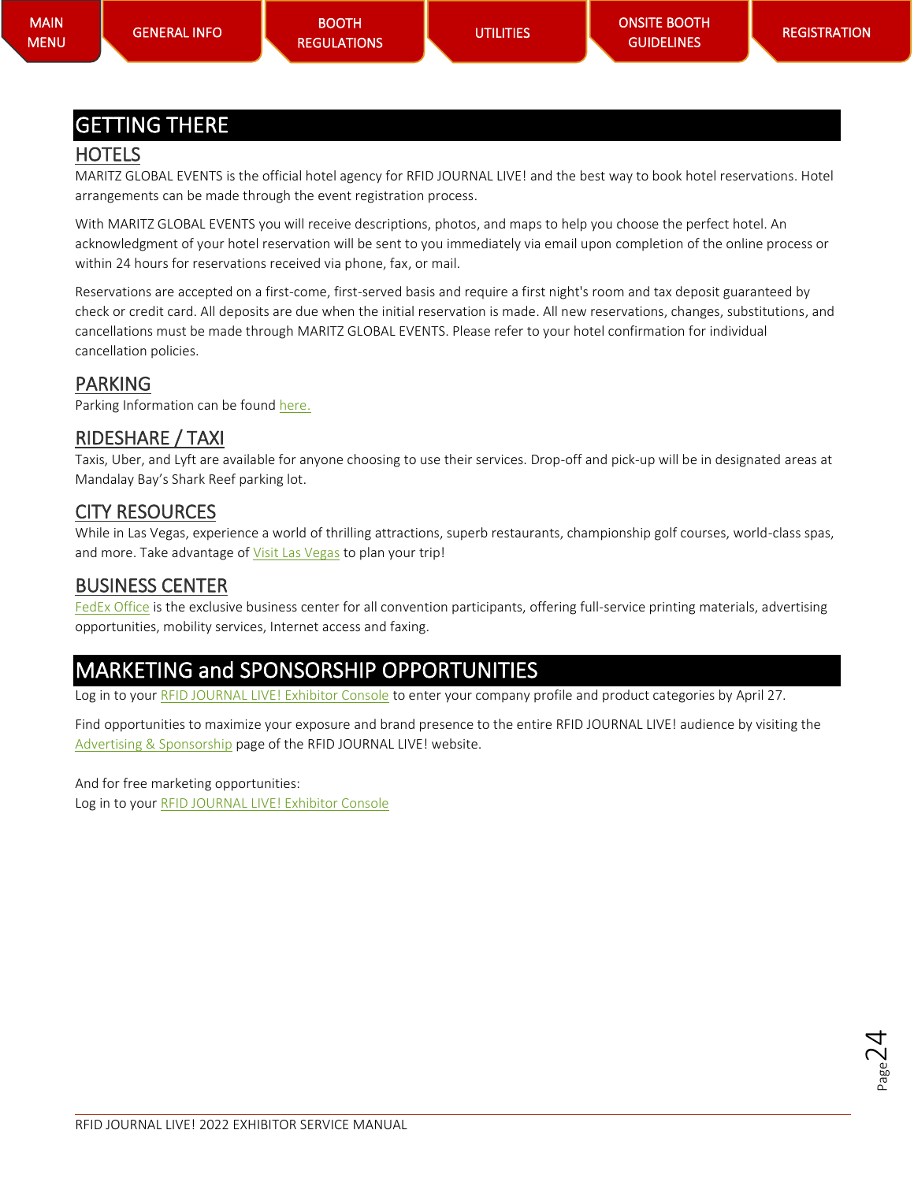MAIN MENU | GENERAL INFO | BOOTH REGULATIONS | UTILITIES | ONSITE BOOTH GUIDELINES | REGISTRATION

# GETTING THERE

## HOTELS

MARITZ GLOBAL EVENTS is the official hotel agency for RFID JOURNAL LIVE! and the best way to book hotel reservations. Hotel arrangements can be made through the event registration process.

With MARITZ GLOBAL EVENTS you will receive descriptions, photos, and maps to help you choose the perfect hotel. An acknowledgment of your hotel reservation will be sent to you immediately via email upon completion of the online process or within 24 hours for reservations received via phone, fax, or mail.

Reservations are accepted on a first-come, first-served basis and require a first night's room and tax deposit guaranteed by check or credit card. All deposits are due when the initial reservation is made. All new reservations, changes, substitutions, and cancellations must be made through MARITZ GLOBAL EVENTS. Please refer to your hotel confirmation for individual cancellation policies.

## PARKING

Parking Information can be found here.

## RIDESHARE / TAXI

Taxis, Uber, and Lyft are available for anyone choosing to use their services. Drop-off and pick-up will be in designated areas at Mandalay Bay's Shark Reef parking lot.

## CITY RESOURCES

While in Las Vegas, experience a world of thrilling attractions, superb restaurants, championship golf courses, world-class spas, and more. Take advantage of Visit Las Vegas to plan your trip!

## BUSINESS CENTER

FedEx Office is the exclusive business center for all convention participants, offering full-service printing materials, advertising opportunities, mobility services, Internet access and faxing.

# MARKETING and SPONSORSHIP OPPORTUNITIES

Log in to your RFID JOURNAL LIVE! Exhibitor Console to enter your company profile and product categories by April 27.

Find opportunities to maximize your exposure and brand presence to the entire RFID JOURNAL LIVE! audience by visiting the Advertising & Sponsorship page of the RFID JOURNAL LIVE! website.

And for free marketing opportunities:
Log in to your RFID JOURNAL LIVE! Exhibitor Console